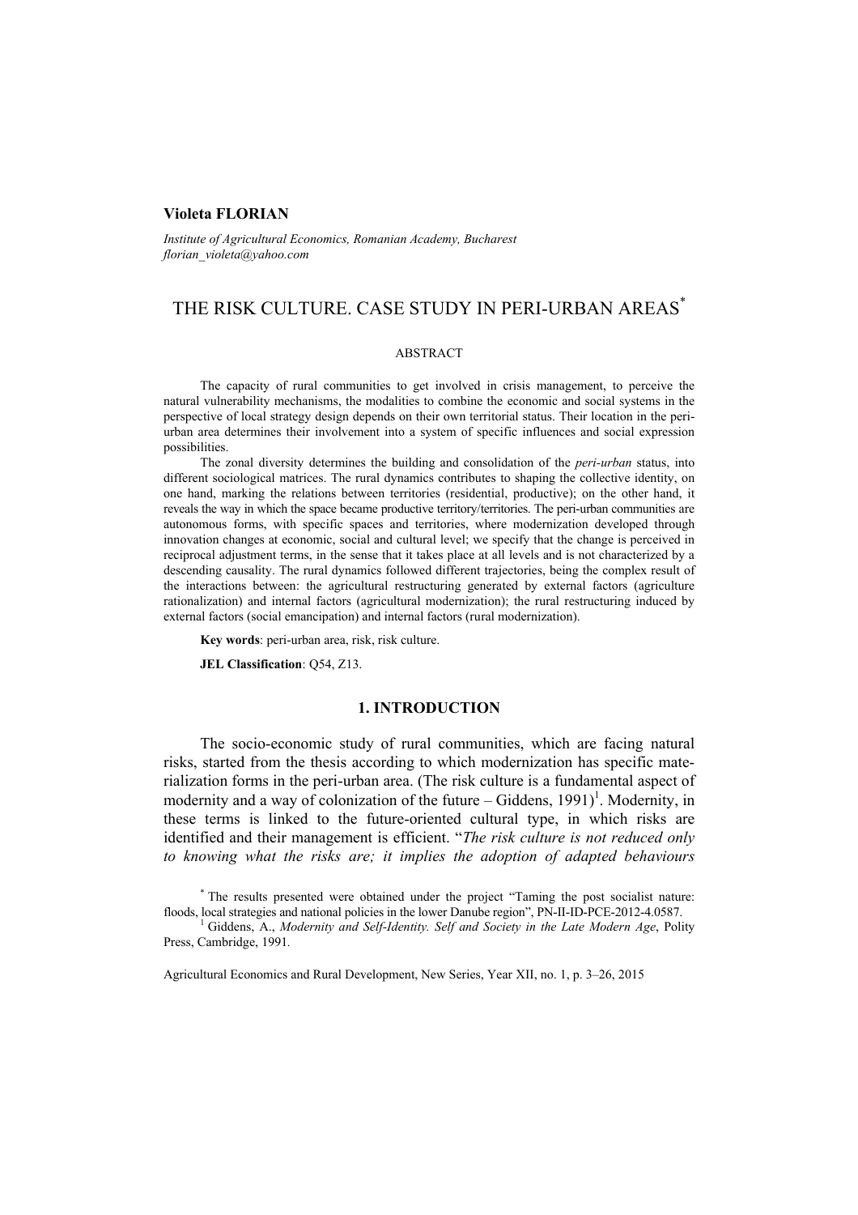**Violeta FLORIAN**

*Institute of Agricultural Economics, Romanian Academy, Bucharest*
*florian_violeta@yahoo.com*

# THE RISK CULTURE. CASE STUDY IN PERI-URBAN AREAS[*]

ABSTRACT

The capacity of rural communities to get involved in crisis management, to perceive the natural vulnerability mechanisms, the modalities to combine the economic and social systems in the perspective of local strategy design depends on their own territorial status. Their location in the peri-urban area determines their involvement into a system of specific influences and social expression possibilities.

The zonal diversity determines the building and consolidation of the *peri-urban* status, into different sociological matrices. The rural dynamics contributes to shaping the collective identity, on one hand, marking the relations between territories (residential, productive); on the other hand, it reveals the way in which the space became productive territory/territories. The peri-urban communities are autonomous forms, with specific spaces and territories, where modernization developed through innovation changes at economic, social and cultural level; we specify that the change is perceived in reciprocal adjustment terms, in the sense that it takes place at all levels and is not characterized by a descending causality. The rural dynamics followed different trajectories, being the complex result of the interactions between: the agricultural restructuring generated by external factors (agriculture rationalization) and internal factors (agricultural modernization); the rural restructuring induced by external factors (social emancipation) and internal factors (rural modernization).

**Key words**: peri-urban area, risk, risk culture.

**JEL Classification**: Q54, Z13.

## 1. INTRODUCTION

The socio-economic study of rural communities, which are facing natural risks, started from the thesis according to which modernization has specific materialization forms in the peri-urban area. (The risk culture is a fundamental aspect of modernity and a way of colonization of the future – Giddens, 1991)[1]. Modernity, in these terms is linked to the future-oriented cultural type, in which risks are identified and their management is efficient. "*The risk culture is not reduced only to knowing what the risks are; it implies the adoption of adapted behaviours*

---

[*] The results presented were obtained under the project "Taming the post socialist nature: floods, local strategies and national policies in the lower Danube region", PN-II-ID-PCE-2012-4.0587.

[1] Giddens, A., *Modernity and Self-Identity. Self and Society in the Late Modern Age*, Polity Press, Cambridge, 1991.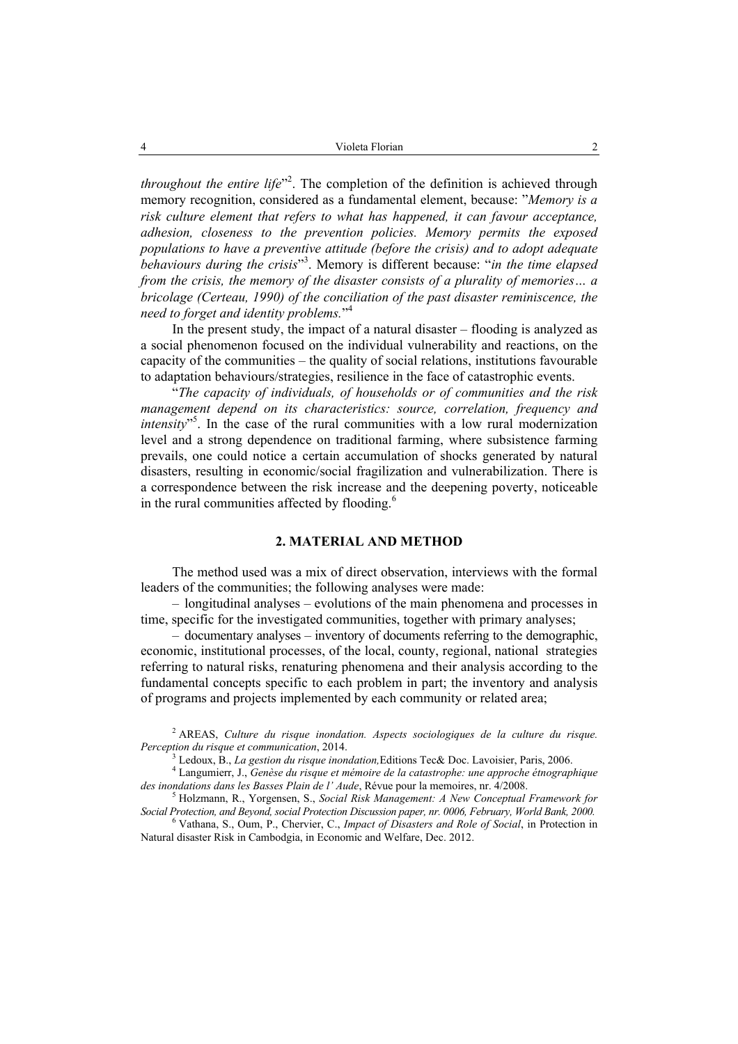*throughout the entire life*"[2]. The completion of the definition is achieved through memory recognition, considered as a fundamental element, because: "*Memory is a risk culture element that refers to what has happened, it can favour acceptance, adhesion, closeness to the prevention policies. Memory permits the exposed populations to have a preventive attitude (before the crisis) and to adopt adequate behaviours during the crisis*"[3]. Memory is different because: "*in the time elapsed from the crisis, the memory of the disaster consists of a plurality of memories… a bricolage (Certeau, 1990) of the conciliation of the past disaster reminiscence, the need to forget and identity problems.*"[4]

In the present study, the impact of a natural disaster – flooding is analyzed as a social phenomenon focused on the individual vulnerability and reactions, on the capacity of the communities – the quality of social relations, institutions favourable to adaptation behaviours/strategies, resilience in the face of catastrophic events.

"*The capacity of individuals, of households or of communities and the risk management depend on its characteristics: source, correlation, frequency and intensity*"[5]. In the case of the rural communities with a low rural modernization level and a strong dependence on traditional farming, where subsistence farming prevails, one could notice a certain accumulation of shocks generated by natural disasters, resulting in economic/social fragilization and vulnerabilization. There is a correspondence between the risk increase and the deepening poverty, noticeable in the rural communities affected by flooding.[6]

## 2. MATERIAL AND METHOD

The method used was a mix of direct observation, interviews with the formal leaders of the communities; the following analyses were made:

– longitudinal analyses – evolutions of the main phenomena and processes in time, specific for the investigated communities, together with primary analyses;

– documentary analyses – inventory of documents referring to the demographic, economic, institutional processes, of the local, county, regional, national strategies referring to natural risks, renaturing phenomena and their analysis according to the fundamental concepts specific to each problem in part; the inventory and analysis of programs and projects implemented by each community or related area;

[2] AREAS, *Culture du risque inondation. Aspects sociologiques de la culture du risque. Perception du risque et communication*, 2014.

[3] Ledoux, B., *La gestion du risque inondation,*Editions Tec& Doc. Lavoisier, Paris, 2006.

[4] Langumierr, J., *Genèse du risque et mémoire de la catastrophe: une approche étnographique des inondations dans les Basses Plain de l' Aude*, Révue pour la memoires, nr. 4/2008.

[5] Holzmann, R., Yorgensen, S., *Social Risk Management: A New Conceptual Framework for Social Protection, and Beyond, social Protection Discussion paper, nr. 0006, February, World Bank, 2000.*

[6] Vathana, S., Oum, P., Chervier, C., *Impact of Disasters and Role of Social*, in Protection in Natural disaster Risk in Cambodgia, in Economic and Welfare, Dec. 2012.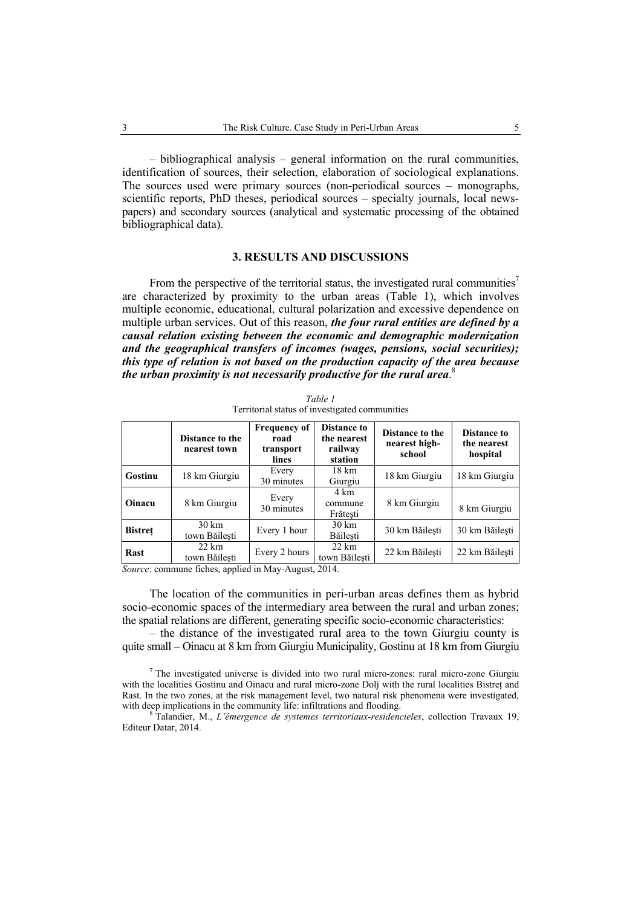– bibliographical analysis – general information on the rural communities, identification of sources, their selection, elaboration of sociological explanations. The sources used were primary sources (non-periodical sources – monographs, scientific reports, PhD theses, periodical sources – specialty journals, local newspapers) and secondary sources (analytical and systematic processing of the obtained bibliographical data).

## 3. RESULTS AND DISCUSSIONS

From the perspective of the territorial status, the investigated rural communities[7] are characterized by proximity to the urban areas (Table 1), which involves multiple economic, educational, cultural polarization and excessive dependence on multiple urban services. Out of this reason, ***the four rural entities are defined by a causal relation existing between the economic and demographic modernization and the geographical transfers of incomes (wages, pensions, social securities); this type of relation is not based on the production capacity of the area because the urban proximity is not necessarily productive for the rural area***.[8]

*Table 1*

Territorial status of investigated communities

| | Distance to the nearest town | Frequency of road transport lines | Distance to the nearest railway station | Distance to the nearest high-school | Distance to the nearest hospital |
|---|---|---|---|---|---|
| **Gostinu** | 18 km Giurgiu | Every 30 minutes | 18 km Giurgiu | 18 km Giurgiu | 18 km Giurgiu |
| **Oinacu** | 8 km Giurgiu | Every 30 minutes | 4 km commune Frăţeşti | 8 km Giurgiu | 8 km Giurgiu |
| **Bistreţ** | 30 km town Băileşti | Every 1 hour | 30 km Băileşti | 30 km Băileşti | 30 km Băileşti |
| **Rast** | 22 km town Băileşti | Every 2 hours | 22 km town Băileşti | 22 km Băileşti | 22 km Băileşti |

*Source*: commune fiches, applied in May-August, 2014.

The location of the communities in peri-urban areas defines them as hybrid socio-economic spaces of the intermediary area between the rural and urban zones; the spatial relations are different, generating specific socio-economic characteristics:

– the distance of the investigated rural area to the town Giurgiu county is quite small – Oinacu at 8 km from Giurgiu Municipality, Gostinu at 18 km from Giurgiu

[7] The investigated universe is divided into two rural micro-zones: rural micro-zone Giurgiu with the localities Gostinu and Oinacu and rural micro-zone Dolj with the rural localities Bistreţ and Rast. In the two zones, at the risk management level, two natural risk phenomena were investigated, with deep implications in the community life: infiltrations and flooding.

[8] Talandier, M., *L'émergence de systemes territoriaux-residencieles*, collection Travaux 19, Editeur Datar, 2014.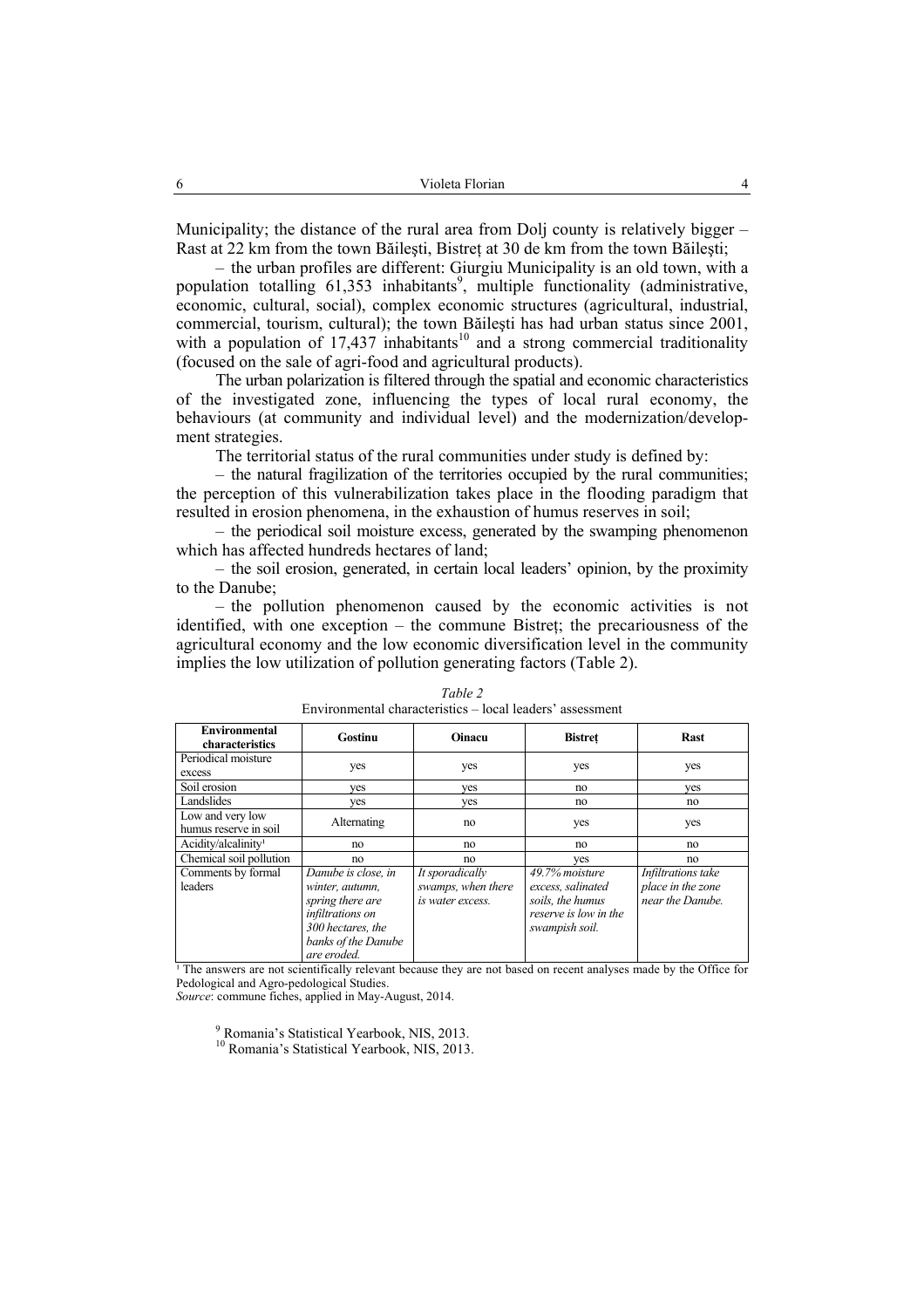Municipality; the distance of the rural area from Dolj county is relatively bigger – Rast at 22 km from the town Băileşti, Bistreţ at 30 de km from the town Băileşti;

– the urban profiles are different: Giurgiu Municipality is an old town, with a population totalling 61,353 inhabitants[9], multiple functionality (administrative, economic, cultural, social), complex economic structures (agricultural, industrial, commercial, tourism, cultural); the town Băileşti has had urban status since 2001, with a population of 17,437 inhabitants[10] and a strong commercial traditionality (focused on the sale of agri-food and agricultural products).

The urban polarization is filtered through the spatial and economic characteristics of the investigated zone, influencing the types of local rural economy, the behaviours (at community and individual level) and the modernization/development strategies.

The territorial status of the rural communities under study is defined by:

– the natural fragilization of the territories occupied by the rural communities; the perception of this vulnerabilization takes place in the flooding paradigm that resulted in erosion phenomena, in the exhaustion of humus reserves in soil;

– the periodical soil moisture excess, generated by the swamping phenomenon which has affected hundreds hectares of land;

– the soil erosion, generated, in certain local leaders' opinion, by the proximity to the Danube;

– the pollution phenomenon caused by the economic activities is not identified, with one exception – the commune Bistreţ; the precariousness of the agricultural economy and the low economic diversification level in the community implies the low utilization of pollution generating factors (Table 2).

*Table 2*
Environmental characteristics – local leaders' assessment

| Environmental characteristics | Gostinu | Oinacu | Bistreţ | Rast |
|---|---|---|---|---|
| Periodical moisture excess | yes | yes | yes | yes |
| Soil erosion | yes | yes | no | yes |
| Landslides | yes | yes | no | no |
| Low and very low humus reserve in soil | Alternating | no | yes | yes |
| Acidity/alcalinity[1] | no | no | no | no |
| Chemical soil pollution | no | no | yes | no |
| Comments by formal leaders | *Danube is close, in winter, autumn, spring there are infiltrations on 300 hectares, the banks of the Danube are eroded.* | *It sporadically swamps, when there is water excess.* | *49.7% moisture excess, salinated soils, the humus reserve is low in the swampish soil.* | *Infiltrations take place in the zone near the Danube.* |

[1] The answers are not scientifically relevant because they are not based on recent analyses made by the Office for Pedological and Agro-pedological Studies.
*Source*: commune fiches, applied in May-August, 2014.

[9] Romania's Statistical Yearbook, NIS, 2013.
[10] Romania's Statistical Yearbook, NIS, 2013.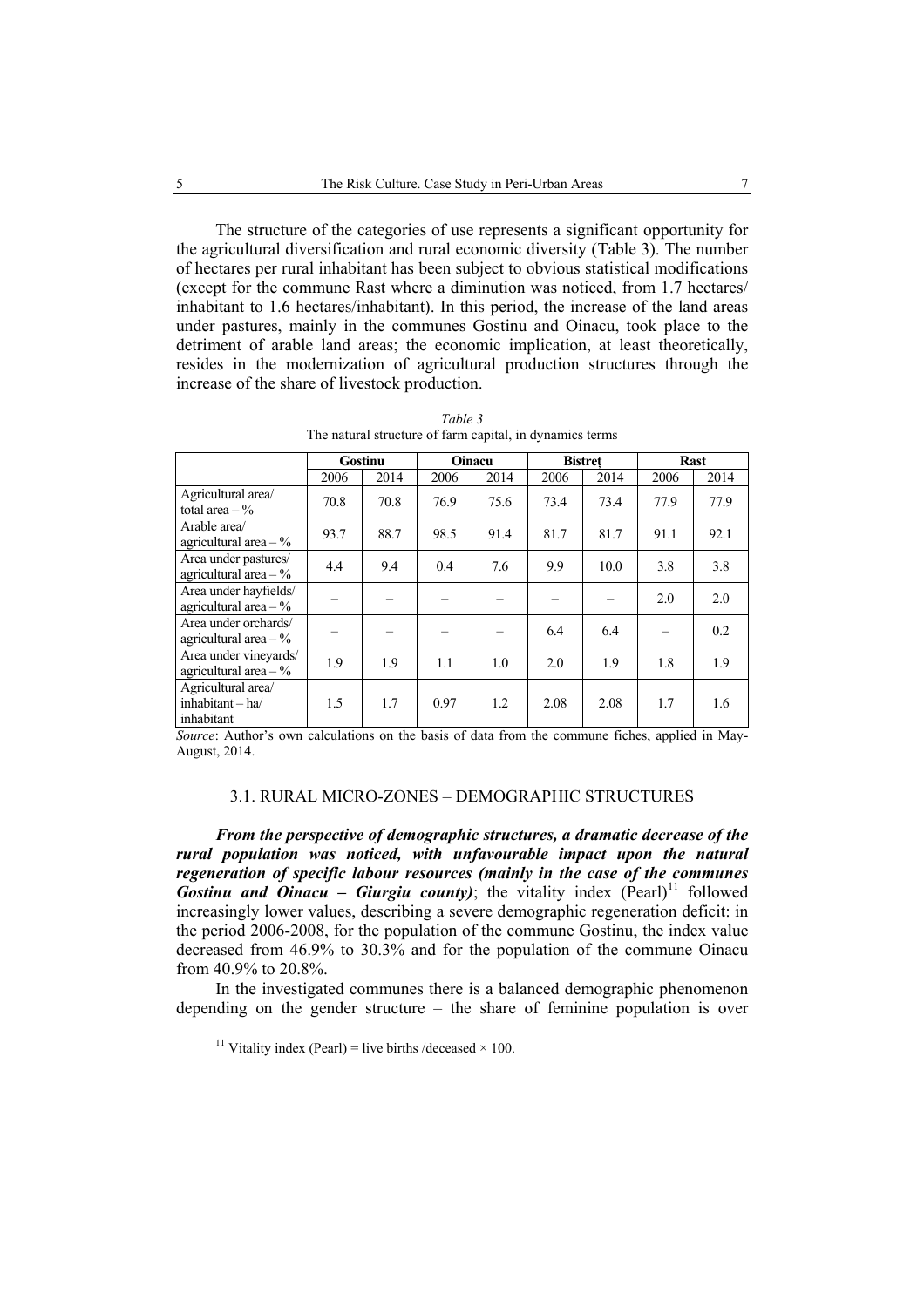The structure of the categories of use represents a significant opportunity for the agricultural diversification and rural economic diversity (Table 3). The number of hectares per rural inhabitant has been subject to obvious statistical modifications (except for the commune Rast where a diminution was noticed, from 1.7 hectares/ inhabitant to 1.6 hectares/inhabitant). In this period, the increase of the land areas under pastures, mainly in the communes Gostinu and Oinacu, took place to the detriment of arable land areas; the economic implication, at least theoretically, resides in the modernization of agricultural production structures through the increase of the share of livestock production.

*Table 3*
The natural structure of farm capital, in dynamics terms

| | **Gostinu** | | **Oinacu** | | **Bistreț** | | **Rast** | |
|---|---|---|---|---|---|---|---|---|
| | 2006 | 2014 | 2006 | 2014 | 2006 | 2014 | 2006 | 2014 |
| Agricultural area/ total area – % | 70.8 | 70.8 | 76.9 | 75.6 | 73.4 | 73.4 | 77.9 | 77.9 |
| Arable area/ agricultural area – % | 93.7 | 88.7 | 98.5 | 91.4 | 81.7 | 81.7 | 91.1 | 92.1 |
| Area under pastures/ agricultural area – % | 4.4 | 9.4 | 0.4 | 7.6 | 9.9 | 10.0 | 3.8 | 3.8 |
| Area under hayfields/ agricultural area – % | – | – | – | – | – | – | 2.0 | 2.0 |
| Area under orchards/ agricultural area – % | – | – | – | – | 6.4 | 6.4 | – | 0.2 |
| Area under vineyards/ agricultural area – % | 1.9 | 1.9 | 1.1 | 1.0 | 2.0 | 1.9 | 1.8 | 1.9 |
| Agricultural area/ inhabitant – ha/ inhabitant | 1.5 | 1.7 | 0.97 | 1.2 | 2.08 | 2.08 | 1.7 | 1.6 |

*Source*: Author's own calculations on the basis of data from the commune fiches, applied in May-August, 2014.

### 3.1. RURAL MICRO-ZONES – DEMOGRAPHIC STRUCTURES

***From the perspective of demographic structures, a dramatic decrease of the rural population was noticed, with unfavourable impact upon the natural regeneration of specific labour resources (mainly in the case of the communes Gostinu and Oinacu – Giurgiu county)***; the vitality index (Pearl)[11] followed increasingly lower values, describing a severe demographic regeneration deficit: in the period 2006-2008, for the population of the commune Gostinu, the index value decreased from 46.9% to 30.3% and for the population of the commune Oinacu from 40.9% to 20.8%.

In the investigated communes there is a balanced demographic phenomenon depending on the gender structure – the share of feminine population is over

[11] Vitality index (Pearl) = live births /deceased × 100.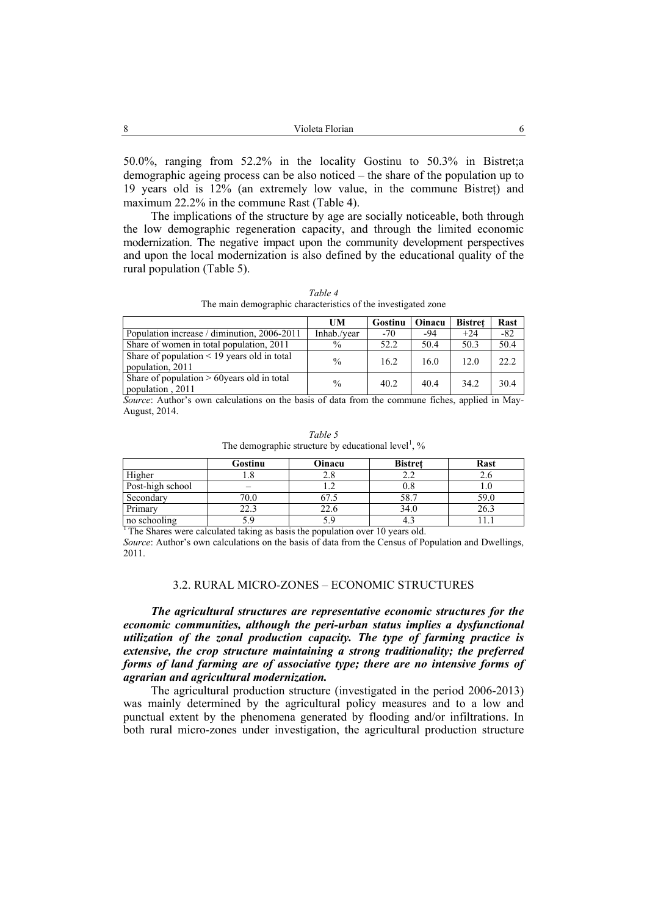50.0%, ranging from 52.2% in the locality Gostinu to 50.3% in Bistret;a demographic ageing process can be also noticed – the share of the population up to 19 years old is 12% (an extremely low value, in the commune Bistreț) and maximum 22.2% in the commune Rast (Table 4).

The implications of the structure by age are socially noticeable, both through the low demographic regeneration capacity, and through the limited economic modernization. The negative impact upon the community development perspectives and upon the local modernization is also defined by the educational quality of the rural population (Table 5).

*Table 4*
The main demographic characteristics of the investigated zone

| | UM | Gostinu | Oinacu | Bistreț | Rast |
|---|---|---|---|---|---|
| Population increase / diminution, 2006-2011 | Inhab./year | -70 | -94 | +24 | -82 |
| Share of women in total population, 2011 | % | 52.2 | 50.4 | 50.3 | 50.4 |
| Share of population < 19 years old in total population, 2011 | % | 16.2 | 16.0 | 12.0 | 22.2 |
| Share of population > 60years old in total population , 2011 | % | 40.2 | 40.4 | 34.2 | 30.4 |

*Source*: Author's own calculations on the basis of data from the commune fiches, applied in May-August, 2014.

*Table 5*
The demographic structure by educational level[1], %

| | Gostinu | Oinacu | Bistreț | Rast |
|---|---|---|---|---|
| Higher | 1.8 | 2.8 | 2.2 | 2.6 |
| Post-high school | – | 1.2 | 0.8 | 1.0 |
| Secondary | 70.0 | 67.5 | 58.7 | 59.0 |
| Primary | 22.3 | 22.6 | 34.0 | 26.3 |
| no schooling | 5.9 | 5.9 | 4.3 | 11.1 |

[1] The Shares were calculated taking as basis the population over 10 years old.

*Source*: Author's own calculations on the basis of data from the Census of Population and Dwellings, 2011.

### 3.2. RURAL MICRO-ZONES – ECONOMIC STRUCTURES

***The agricultural structures are representative economic structures for the economic communities, although the peri-urban status implies a dysfunctional utilization of the zonal production capacity. The type of farming practice is extensive, the crop structure maintaining a strong traditionality; the preferred forms of land farming are of associative type; there are no intensive forms of agrarian and agricultural modernization.***

The agricultural production structure (investigated in the period 2006-2013) was mainly determined by the agricultural policy measures and to a low and punctual extent by the phenomena generated by flooding and/or infiltrations. In both rural micro-zones under investigation, the agricultural production structure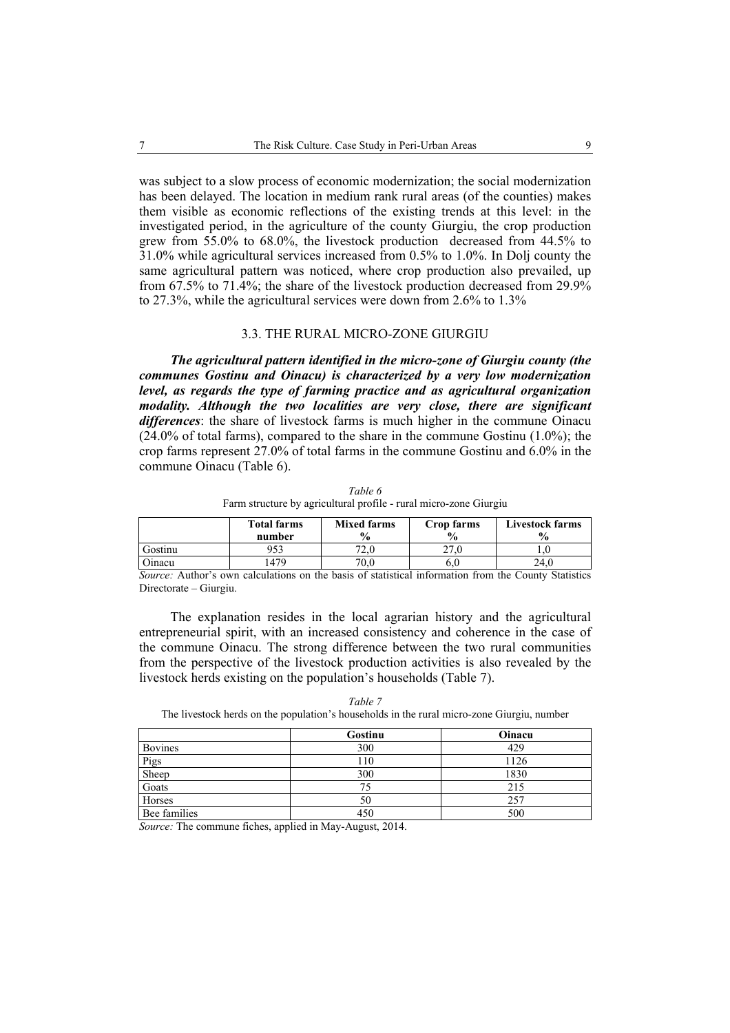was subject to a slow process of economic modernization; the social modernization has been delayed. The location in medium rank rural areas (of the counties) makes them visible as economic reflections of the existing trends at this level: in the investigated period, in the agriculture of the county Giurgiu, the crop production grew from 55.0% to 68.0%, the livestock production decreased from 44.5% to 31.0% while agricultural services increased from 0.5% to 1.0%. In Dolj county the same agricultural pattern was noticed, where crop production also prevailed, up from 67.5% to 71.4%; the share of the livestock production decreased from 29.9% to 27.3%, while the agricultural services were down from 2.6% to 1.3%

### 3.3. THE RURAL MICRO-ZONE GIURGIU

***The agricultural pattern identified in the micro-zone of Giurgiu county (the communes Gostinu and Oinacu) is characterized by a very low modernization level, as regards the type of farming practice and as agricultural organization modality. Although the two localities are very close, there are significant differences***: the share of livestock farms is much higher in the commune Oinacu (24.0% of total farms), compared to the share in the commune Gostinu (1.0%); the crop farms represent 27.0% of total farms in the commune Gostinu and 6.0% in the commune Oinacu (Table 6).

*Table 6*

Farm structure by agricultural profile - rural micro-zone Giurgiu

| | **Total farms number** | **Mixed farms %** | **Crop farms %** | **Livestock farms %** |
|---|---|---|---|---|
| Gostinu | 953 | 72,0 | 27,0 | 1,0 |
| Oinacu | 1479 | 70,0 | 6,0 | 24,0 |

*Source:* Author's own calculations on the basis of statistical information from the County Statistics Directorate – Giurgiu.

The explanation resides in the local agrarian history and the agricultural entrepreneurial spirit, with an increased consistency and coherence in the case of the commune Oinacu. The strong difference between the two rural communities from the perspective of the livestock production activities is also revealed by the livestock herds existing on the population's households (Table 7).

*Table 7*

The livestock herds on the population's households in the rural micro-zone Giurgiu, number

| | **Gostinu** | **Oinacu** |
|---|---|---|
| Bovines | 300 | 429 |
| Pigs | 110 | 1126 |
| Sheep | 300 | 1830 |
| Goats | 75 | 215 |
| Horses | 50 | 257 |
| Bee families | 450 | 500 |

*Source:* The commune fiches, applied in May-August, 2014.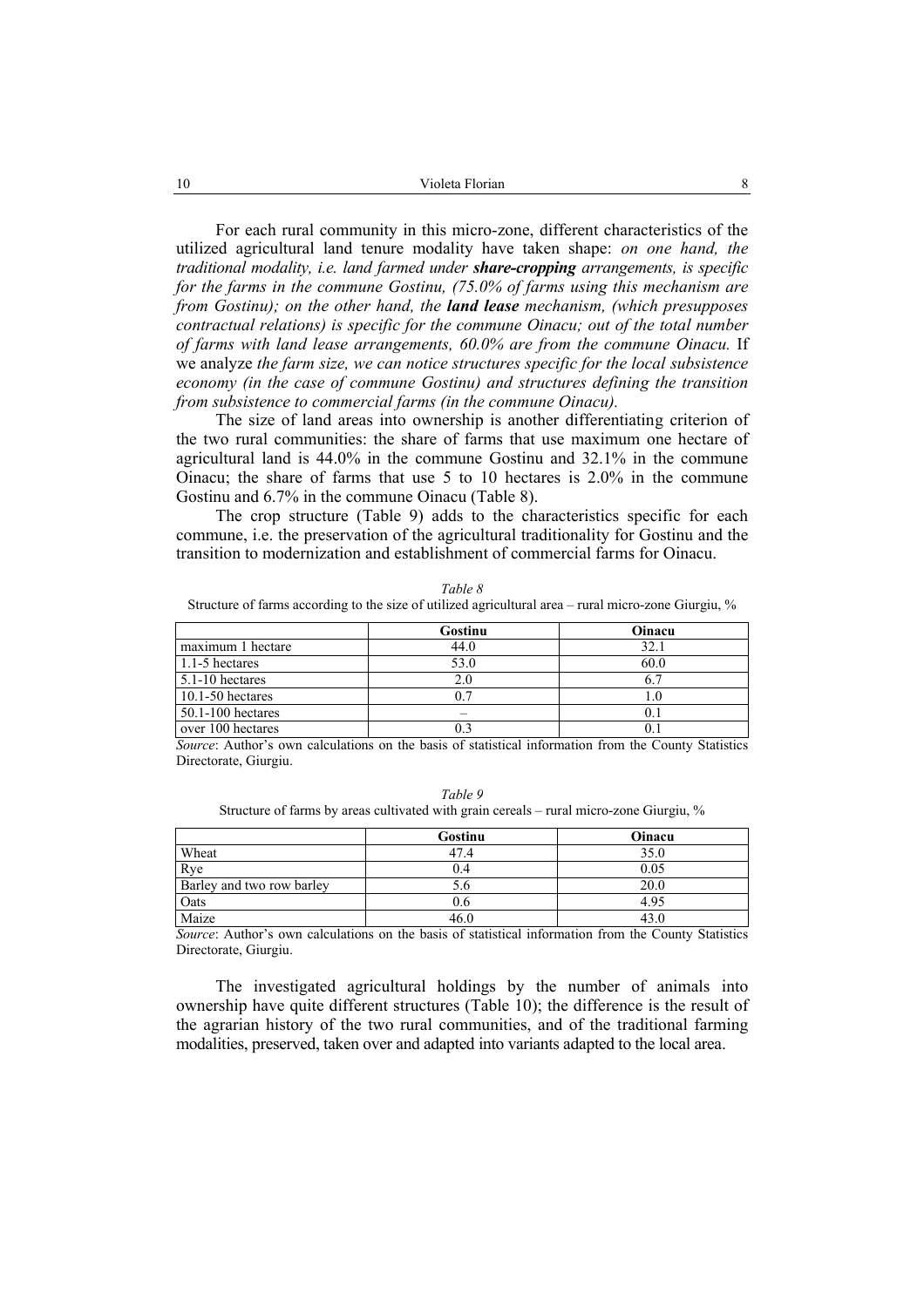For each rural community in this micro-zone, different characteristics of the utilized agricultural land tenure modality have taken shape: *on one hand, the traditional modality, i.e. land farmed under* ***share-cropping*** *arrangements, is specific for the farms in the commune Gostinu, (75.0% of farms using this mechanism are from Gostinu); on the other hand, the* ***land lease*** *mechanism, (which presupposes contractual relations) is specific for the commune Oinacu; out of the total number of farms with land lease arrangements, 60.0% are from the commune Oinacu.* If we analyze *the farm size, we can notice structures specific for the local subsistence economy (in the case of commune Gostinu) and structures defining the transition from subsistence to commercial farms (in the commune Oinacu).*

The size of land areas into ownership is another differentiating criterion of the two rural communities: the share of farms that use maximum one hectare of agricultural land is 44.0% in the commune Gostinu and 32.1% in the commune Oinacu; the share of farms that use 5 to 10 hectares is 2.0% in the commune Gostinu and 6.7% in the commune Oinacu (Table 8).

The crop structure (Table 9) adds to the characteristics specific for each commune, i.e. the preservation of the agricultural traditionality for Gostinu and the transition to modernization and establishment of commercial farms for Oinacu.

*Table 8*

Structure of farms according to the size of utilized agricultural area – rural micro-zone Giurgiu, %

| | Gostinu | Oinacu |
|---|---|---|
| maximum 1 hectare | 44.0 | 32.1 |
| 1.1-5 hectares | 53.0 | 60.0 |
| 5.1-10 hectares | 2.0 | 6.7 |
| 10.1-50 hectares | 0.7 | 1.0 |
| 50.1-100 hectares | – | 0.1 |
| over 100 hectares | 0.3 | 0.1 |

*Source*: Author's own calculations on the basis of statistical information from the County Statistics Directorate, Giurgiu.

*Table 9*

Structure of farms by areas cultivated with grain cereals – rural micro-zone Giurgiu, %

| | Gostinu | Oinacu |
|---|---|---|
| Wheat | 47.4 | 35.0 |
| Rye | 0.4 | 0.05 |
| Barley and two row barley | 5.6 | 20.0 |
| Oats | 0.6 | 4.95 |
| Maize | 46.0 | 43.0 |

*Source*: Author's own calculations on the basis of statistical information from the County Statistics Directorate, Giurgiu.

The investigated agricultural holdings by the number of animals into ownership have quite different structures (Table 10); the difference is the result of the agrarian history of the two rural communities, and of the traditional farming modalities, preserved, taken over and adapted into variants adapted to the local area.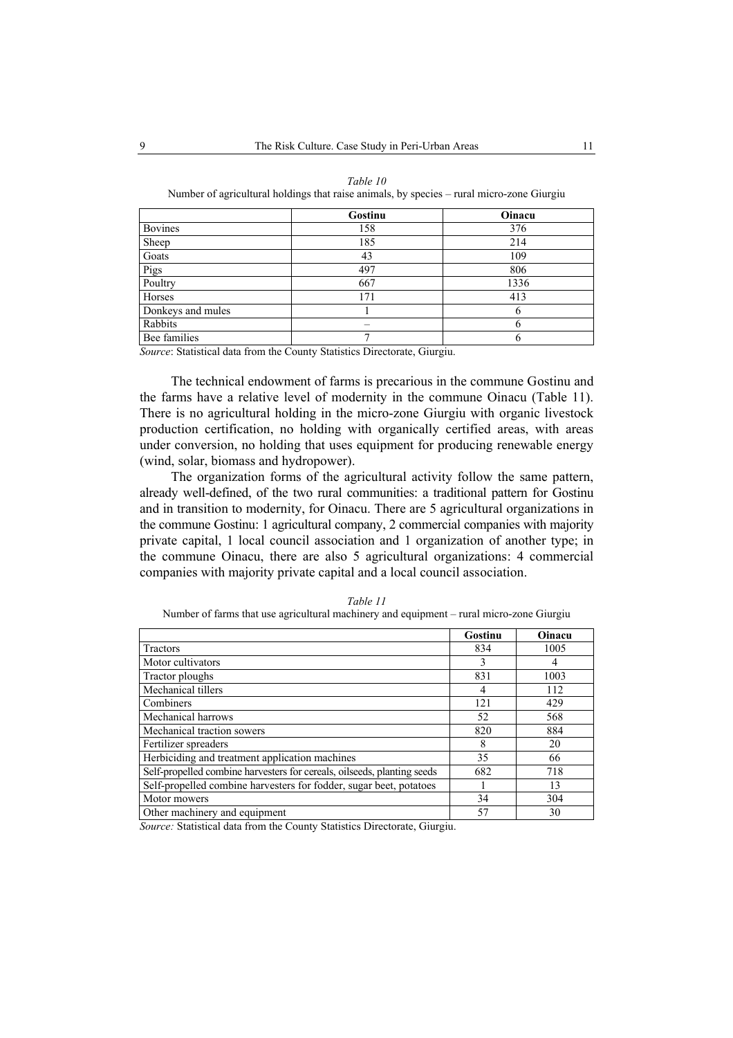*Table 10*

Number of agricultural holdings that raise animals, by species – rural micro-zone Giurgiu

| | Gostinu | Oinacu |
|---|---|---|
| Bovines | 158 | 376 |
| Sheep | 185 | 214 |
| Goats | 43 | 109 |
| Pigs | 497 | 806 |
| Poultry | 667 | 1336 |
| Horses | 171 | 413 |
| Donkeys and mules | 1 | 6 |
| Rabbits | – | 6 |
| Bee families | 7 | 6 |

*Source*: Statistical data from the County Statistics Directorate, Giurgiu.

The technical endowment of farms is precarious in the commune Gostinu and the farms have a relative level of modernity in the commune Oinacu (Table 11). There is no agricultural holding in the micro-zone Giurgiu with organic livestock production certification, no holding with organically certified areas, with areas under conversion, no holding that uses equipment for producing renewable energy (wind, solar, biomass and hydropower).

The organization forms of the agricultural activity follow the same pattern, already well-defined, of the two rural communities: a traditional pattern for Gostinu and in transition to modernity, for Oinacu. There are 5 agricultural organizations in the commune Gostinu: 1 agricultural company, 2 commercial companies with majority private capital, 1 local council association and 1 organization of another type; in the commune Oinacu, there are also 5 agricultural organizations: 4 commercial companies with majority private capital and a local council association.

*Table 11*

Number of farms that use agricultural machinery and equipment – rural micro-zone Giurgiu

| | Gostinu | Oinacu |
|---|---|---|
| Tractors | 834 | 1005 |
| Motor cultivators | 3 | 4 |
| Tractor ploughs | 831 | 1003 |
| Mechanical tillers | 4 | 112 |
| Combiners | 121 | 429 |
| Mechanical harrows | 52 | 568 |
| Mechanical traction sowers | 820 | 884 |
| Fertilizer spreaders | 8 | 20 |
| Herbiciding and treatment application machines | 35 | 66 |
| Self-propelled combine harvesters for cereals, oilseeds, planting seeds | 682 | 718 |
| Self-propelled combine harvesters for fodder, sugar beet, potatoes | 1 | 13 |
| Motor mowers | 34 | 304 |
| Other machinery and equipment | 57 | 30 |

*Source:* Statistical data from the County Statistics Directorate, Giurgiu.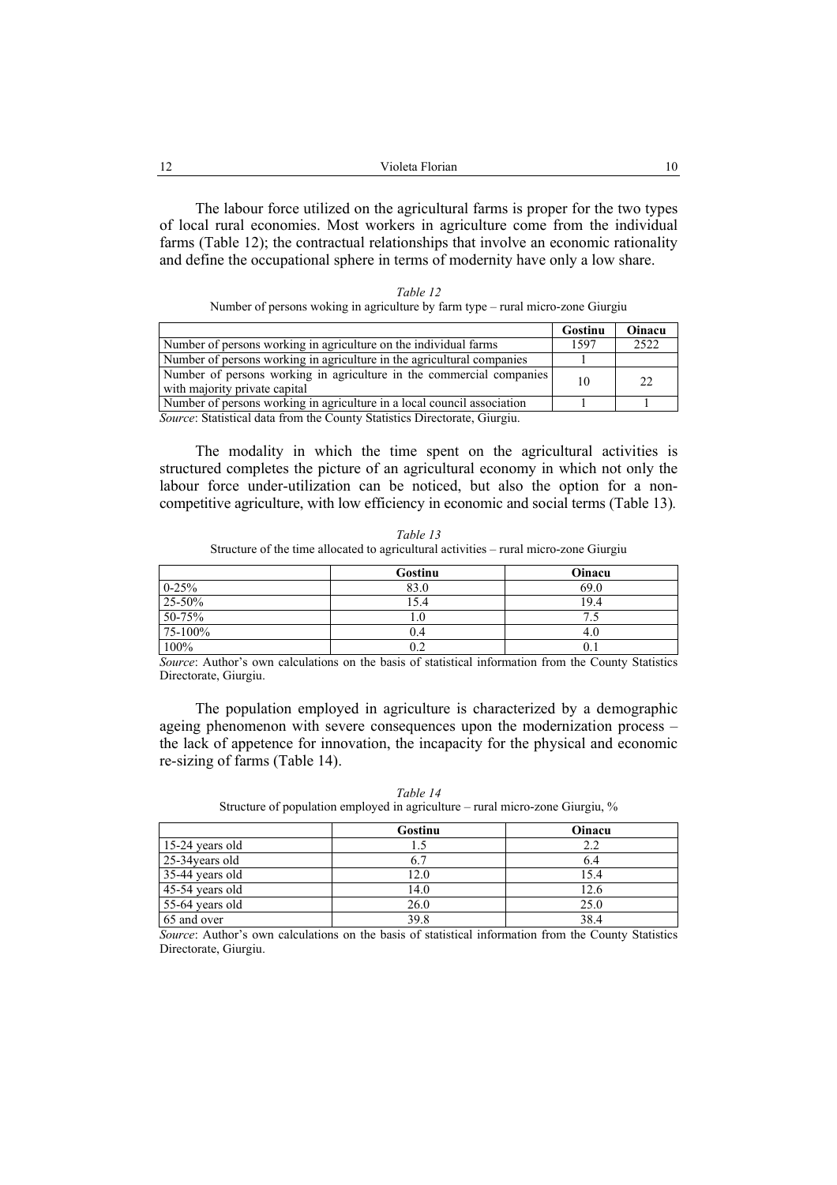The labour force utilized on the agricultural farms is proper for the two types of local rural economies. Most workers in agriculture come from the individual farms (Table 12); the contractual relationships that involve an economic rationality and define the occupational sphere in terms of modernity have only a low share.

*Table 12*

Number of persons woking in agriculture by farm type – rural micro-zone Giurgiu

| | **Gostinu** | **Oinacu** |
|---|---|---|
| Number of persons working in agriculture on the individual farms | 1597 | 2522 |
| Number of persons working in agriculture in the agricultural companies | 1 | |
| Number of persons working in agriculture in the commercial companies with majority private capital | 10 | 22 |
| Number of persons working in agriculture in a local council association | 1 | 1 |

*Source*: Statistical data from the County Statistics Directorate, Giurgiu.

The modality in which the time spent on the agricultural activities is structured completes the picture of an agricultural economy in which not only the labour force under-utilization can be noticed, but also the option for a non-competitive agriculture, with low efficiency in economic and social terms (Table 13).

*Table 13*

Structure of the time allocated to agricultural activities – rural micro-zone Giurgiu

| | **Gostinu** | **Oinacu** |
|---|---|---|
| 0-25% | 83.0 | 69.0 |
| 25-50% | 15.4 | 19.4 |
| 50-75% | 1.0 | 7.5 |
| 75-100% | 0.4 | 4.0 |
| 100% | 0.2 | 0.1 |

*Source*: Author's own calculations on the basis of statistical information from the County Statistics Directorate, Giurgiu.

The population employed in agriculture is characterized by a demographic ageing phenomenon with severe consequences upon the modernization process – the lack of appetence for innovation, the incapacity for the physical and economic re-sizing of farms (Table 14).

*Table 14*

Structure of population employed in agriculture – rural micro-zone Giurgiu, %

| | **Gostinu** | **Oinacu** |
|---|---|---|
| 15-24 years old | 1.5 | 2.2 |
| 25-34years old | 6.7 | 6.4 |
| 35-44 years old | 12.0 | 15.4 |
| 45-54 years old | 14.0 | 12.6 |
| 55-64 years old | 26.0 | 25.0 |
| 65 and over | 39.8 | 38.4 |

*Source*: Author's own calculations on the basis of statistical information from the County Statistics Directorate, Giurgiu.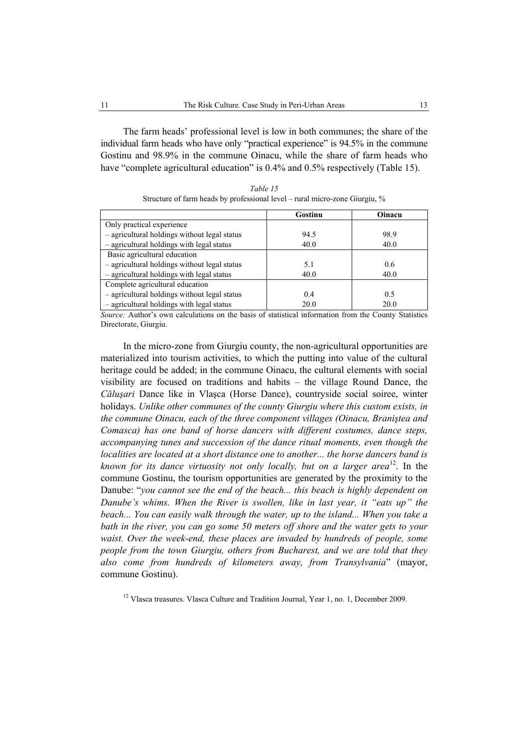The farm heads' professional level is low in both communes; the share of the individual farm heads who have only "practical experience" is 94.5% in the commune Gostinu and 98.9% in the commune Oinacu, while the share of farm heads who have "complete agricultural education" is 0.4% and 0.5% respectively (Table 15).

*Table 15*

Structure of farm heads by professional level – rural micro-zone Giurgiu, %

| | **Gostinu** | **Oinacu** |
|---|---|---|
| Only practical experience | | |
| – agricultural holdings without legal status | 94.5 | 98.9 |
| – agricultural holdings with legal status | 40.0 | 40.0 |
| Basic agricultural education | | |
| – agricultural holdings without legal status | 5.1 | 0.6 |
| – agricultural holdings with legal status | 40.0 | 40.0 |
| Complete agricultural education | | |
| – agricultural holdings without legal status | 0.4 | 0.5 |
| – agricultural holdings with legal status | 20.0 | 20.0 |

*Source:* Author's own calculations on the basis of statistical information from the County Statistics Directorate, Giurgiu.

In the micro-zone from Giurgiu county, the non-agricultural opportunities are materialized into tourism activities, to which the putting into value of the cultural heritage could be added; in the commune Oinacu, the cultural elements with social visibility are focused on traditions and habits – the village Round Dance, the *Căluşari* Dance like in Vlaşca (Horse Dance), countryside social soiree, winter holidays. *Unlike other communes of the county Giurgiu where this custom exists, in the commune Oinacu, each of the three component villages (Oinacu, Braniştea and Comasca) has one band of horse dancers with different costumes, dance steps, accompanying tunes and succession of the dance ritual moments, even though the localities are located at a short distance one to another... the horse dancers band is known for its dance virtuosity not only locally, but on a larger area*[12]. In the commune Gostinu, the tourism opportunities are generated by the proximity to the Danube: "*you cannot see the end of the beach... this beach is highly dependent on Danube's whims. When the River is swollen, like in last year, it "eats up" the beach... You can easily walk through the water, up to the island... When you take a bath in the river, you can go some 50 meters off shore and the water gets to your waist. Over the week-end, these places are invaded by hundreds of people, some people from the town Giurgiu, others from Bucharest, and we are told that they also come from hundreds of kilometers away, from Transylvania*" (mayor, commune Gostinu).

[12] Vlasca treasures. Vlasca Culture and Tradition Journal, Year 1, no. 1, December 2009.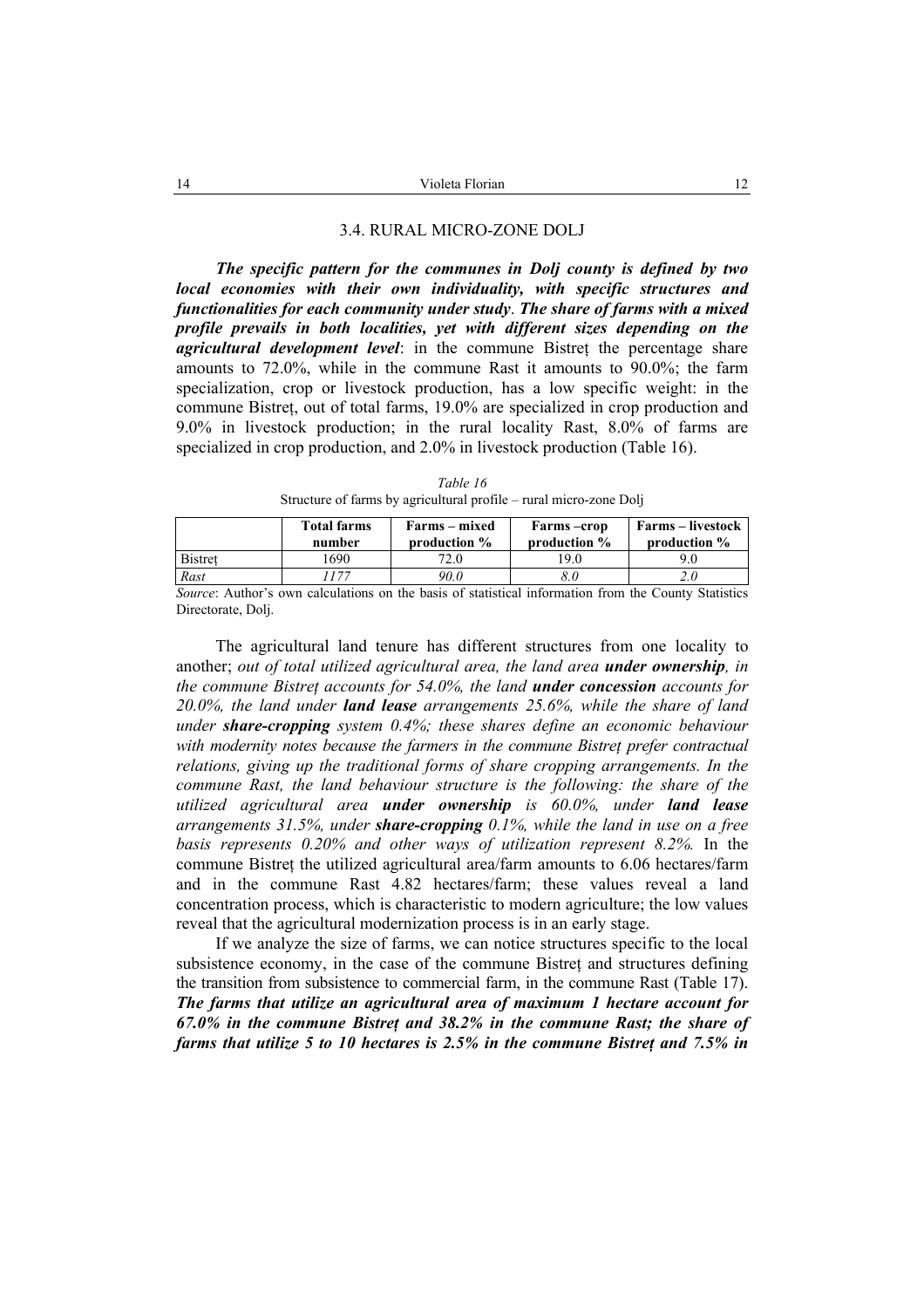### 3.4. RURAL MICRO-ZONE DOLJ

***The specific pattern for the communes in Dolj county is defined by two local economies with their own individuality, with specific structures and functionalities for each community under study*. *The share of farms with a mixed profile prevails in both localities, yet with different sizes depending on the agricultural development level***: in the commune Bistreț the percentage share amounts to 72.0%, while in the commune Rast it amounts to 90.0%; the farm specialization, crop or livestock production, has a low specific weight: in the commune Bistreț, out of total farms, 19.0% are specialized in crop production and 9.0% in livestock production; in the rural locality Rast, 8.0% of farms are specialized in crop production, and 2.0% in livestock production (Table 16).

*Table 16*

Structure of farms by agricultural profile – rural micro-zone Dolj

| | **Total farms number** | **Farms – mixed production %** | **Farms –crop production %** | **Farms – livestock production %** |
|---|---|---|---|---|
| Bistreț | 1690 | 72.0 | 19.0 | 9.0 |
| *Rast* | *1177* | *90.0* | *8.0* | *2.0* |

*Source*: Author's own calculations on the basis of statistical information from the County Statistics Directorate, Dolj.

The agricultural land tenure has different structures from one locality to another; *out of total utilized agricultural area, the land area **under ownership**, in the commune Bistreț accounts for 54.0%, the land **under concession** accounts for 20.0%, the land under **land lease** arrangements 25.6%, while the share of land under **share-cropping** system 0.4%; these shares define an economic behaviour with modernity notes because the farmers in the commune Bistreț prefer contractual relations, giving up the traditional forms of share cropping arrangements. In the commune Rast, the land behaviour structure is the following: the share of the utilized agricultural area **under ownership** is 60.0%, under **land lease** arrangements 31.5%, under **share-cropping** 0.1%, while the land in use on a free basis represents 0.20% and other ways of utilization represent 8.2%.* In the commune Bistreț the utilized agricultural area/farm amounts to 6.06 hectares/farm and in the commune Rast 4.82 hectares/farm; these values reveal a land concentration process, which is characteristic to modern agriculture; the low values reveal that the agricultural modernization process is in an early stage.

If we analyze the size of farms, we can notice structures specific to the local subsistence economy, in the case of the commune Bistreț and structures defining the transition from subsistence to commercial farm, in the commune Rast (Table 17). ***The farms that utilize an agricultural area of maximum 1 hectare account for 67.0% in the commune Bistreț and 38.2% in the commune Rast; the share of farms that utilize 5 to 10 hectares is 2.5% in the commune Bistreț and 7.5% in***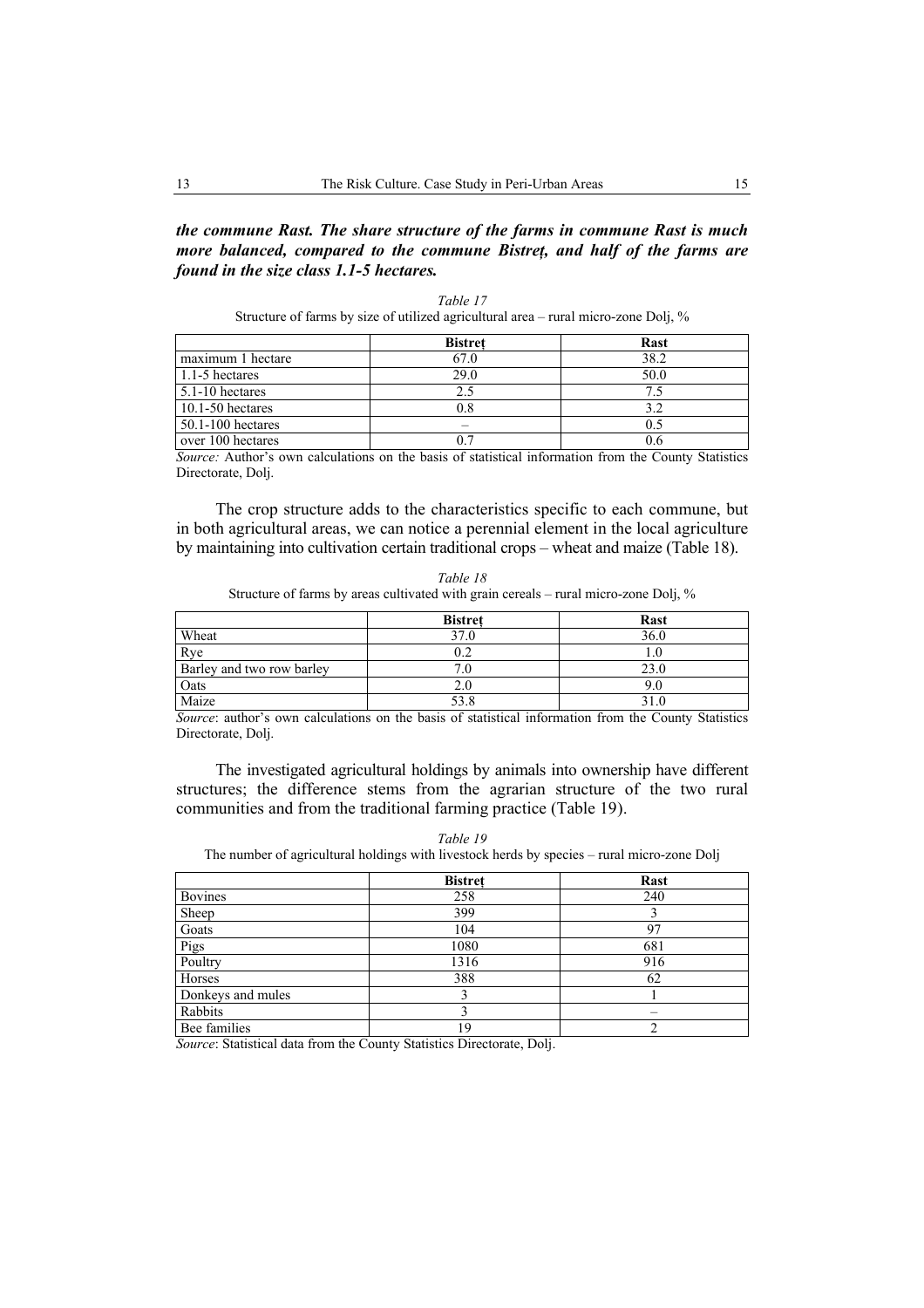***the commune Rast. The share structure of the farms in commune Rast is much more balanced, compared to the commune Bistreţ, and half of the farms are found in the size class 1.1-5 hectares.***

*Table 17*

Structure of farms by size of utilized agricultural area – rural micro-zone Dolj, %

| | **Bistreţ** | **Rast** |
|---|---|---|
| maximum 1 hectare | 67.0 | 38.2 |
| 1.1-5 hectares | 29.0 | 50.0 |
| 5.1-10 hectares | 2.5 | 7.5 |
| 10.1-50 hectares | 0.8 | 3.2 |
| 50.1-100 hectares | – | 0.5 |
| over 100 hectares | 0.7 | 0.6 |

*Source:* Author's own calculations on the basis of statistical information from the County Statistics Directorate, Dolj.

The crop structure adds to the characteristics specific to each commune, but in both agricultural areas, we can notice a perennial element in the local agriculture by maintaining into cultivation certain traditional crops – wheat and maize (Table 18).

*Table 18*

Structure of farms by areas cultivated with grain cereals – rural micro-zone Dolj, %

| | **Bistreţ** | **Rast** |
|---|---|---|
| Wheat | 37.0 | 36.0 |
| Rye | 0.2 | 1.0 |
| Barley and two row barley | 7.0 | 23.0 |
| Oats | 2.0 | 9.0 |
| Maize | 53.8 | 31.0 |

*Source*: author's own calculations on the basis of statistical information from the County Statistics Directorate, Dolj.

The investigated agricultural holdings by animals into ownership have different structures; the difference stems from the agrarian structure of the two rural communities and from the traditional farming practice (Table 19).

*Table 19*

The number of agricultural holdings with livestock herds by species – rural micro-zone Dolj

| | **Bistreţ** | **Rast** |
|---|---|---|
| Bovines | 258 | 240 |
| Sheep | 399 | 3 |
| Goats | 104 | 97 |
| Pigs | 1080 | 681 |
| Poultry | 1316 | 916 |
| Horses | 388 | 62 |
| Donkeys and mules | 3 | 1 |
| Rabbits | 3 | – |
| Bee families | 19 | 2 |

*Source*: Statistical data from the County Statistics Directorate, Dolj.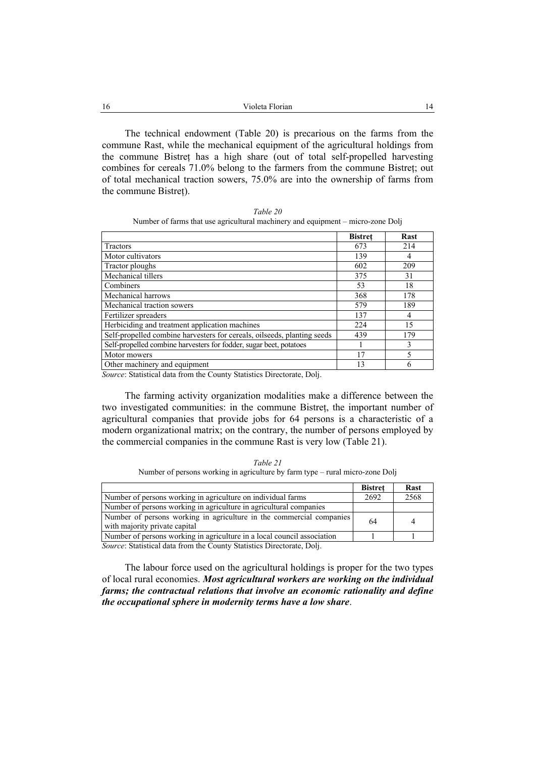The technical endowment (Table 20) is precarious on the farms from the commune Rast, while the mechanical equipment of the agricultural holdings from the commune Bistreț has a high share (out of total self-propelled harvesting combines for cereals 71.0% belong to the farmers from the commune Bistreț; out of total mechanical traction sowers, 75.0% are into the ownership of farms from the commune Bistreț).

*Table 20*

Number of farms that use agricultural machinery and equipment – micro-zone Dolj

| | **Bistreț** | **Rast** |
|---|---|---|
| Tractors | 673 | 214 |
| Motor cultivators | 139 | 4 |
| Tractor ploughs | 602 | 209 |
| Mechanical tillers | 375 | 31 |
| Combiners | 53 | 18 |
| Mechanical harrows | 368 | 178 |
| Mechanical traction sowers | 579 | 189 |
| Fertilizer spreaders | 137 | 4 |
| Herbiciding and treatment application machines | 224 | 15 |
| Self-propelled combine harvesters for cereals, oilseeds, planting seeds | 439 | 179 |
| Self-propelled combine harvesters for fodder, sugar beet, potatoes | 1 | 3 |
| Motor mowers | 17 | 5 |
| Other machinery and equipment | 13 | 6 |

*Source*: Statistical data from the County Statistics Directorate, Dolj.

The farming activity organization modalities make a difference between the two investigated communities: in the commune Bistreț, the important number of agricultural companies that provide jobs for 64 persons is a characteristic of a modern organizational matrix; on the contrary, the number of persons employed by the commercial companies in the commune Rast is very low (Table 21).

*Table 21*

Number of persons working in agriculture by farm type – rural micro-zone Dolj

| | **Bistreț** | **Rast** |
|---|---|---|
| Number of persons working in agriculture on individual farms | 2692 | 2568 |
| Number of persons working in agriculture in agricultural companies | | |
| Number of persons working in agriculture in the commercial companies with majority private capital | 64 | 4 |
| Number of persons working in agriculture in a local council association | 1 | 1 |

*Source*: Statistical data from the County Statistics Directorate, Dolj.

The labour force used on the agricultural holdings is proper for the two types of local rural economies. ***Most agricultural workers are working on the individual farms; the contractual relations that involve an economic rationality and define the occupational sphere in modernity terms have a low share***.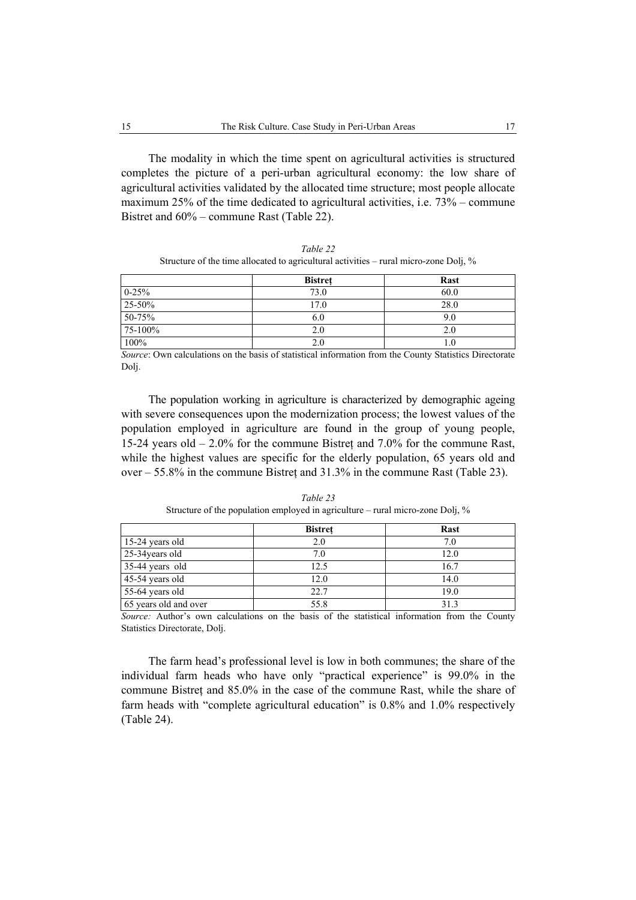The modality in which the time spent on agricultural activities is structured completes the picture of a peri-urban agricultural economy: the low share of agricultural activities validated by the allocated time structure; most people allocate maximum 25% of the time dedicated to agricultural activities, i.e. 73% – commune Bistret and 60% – commune Rast (Table 22).

*Table 22*

Structure of the time allocated to agricultural activities – rural micro-zone Dolj, %

| | **Bistreț** | **Rast** |
|---|---|---|
| 0-25% | 73.0 | 60.0 |
| 25-50% | 17.0 | 28.0 |
| 50-75% | 6.0 | 9.0 |
| 75-100% | 2.0 | 2.0 |
| 100% | 2.0 | 1.0 |

*Source*: Own calculations on the basis of statistical information from the County Statistics Directorate Dolj.

The population working in agriculture is characterized by demographic ageing with severe consequences upon the modernization process; the lowest values of the population employed in agriculture are found in the group of young people, 15-24 years old – 2.0% for the commune Bistreț and 7.0% for the commune Rast, while the highest values are specific for the elderly population, 65 years old and over – 55.8% in the commune Bistreț and 31.3% in the commune Rast (Table 23).

*Table 23*

Structure of the population employed in agriculture – rural micro-zone Dolj, %

| | **Bistreț** | **Rast** |
|---|---|---|
| 15-24 years old | 2.0 | 7.0 |
| 25-34years old | 7.0 | 12.0 |
| 35-44 years old | 12.5 | 16.7 |
| 45-54 years old | 12.0 | 14.0 |
| 55-64 years old | 22.7 | 19.0 |
| 65 years old and over | 55.8 | 31.3 |

*Source:* Author's own calculations on the basis of the statistical information from the County Statistics Directorate, Dolj.

The farm head's professional level is low in both communes; the share of the individual farm heads who have only "practical experience" is 99.0% in the commune Bistreț and 85.0% in the case of the commune Rast, while the share of farm heads with "complete agricultural education" is 0.8% and 1.0% respectively (Table 24).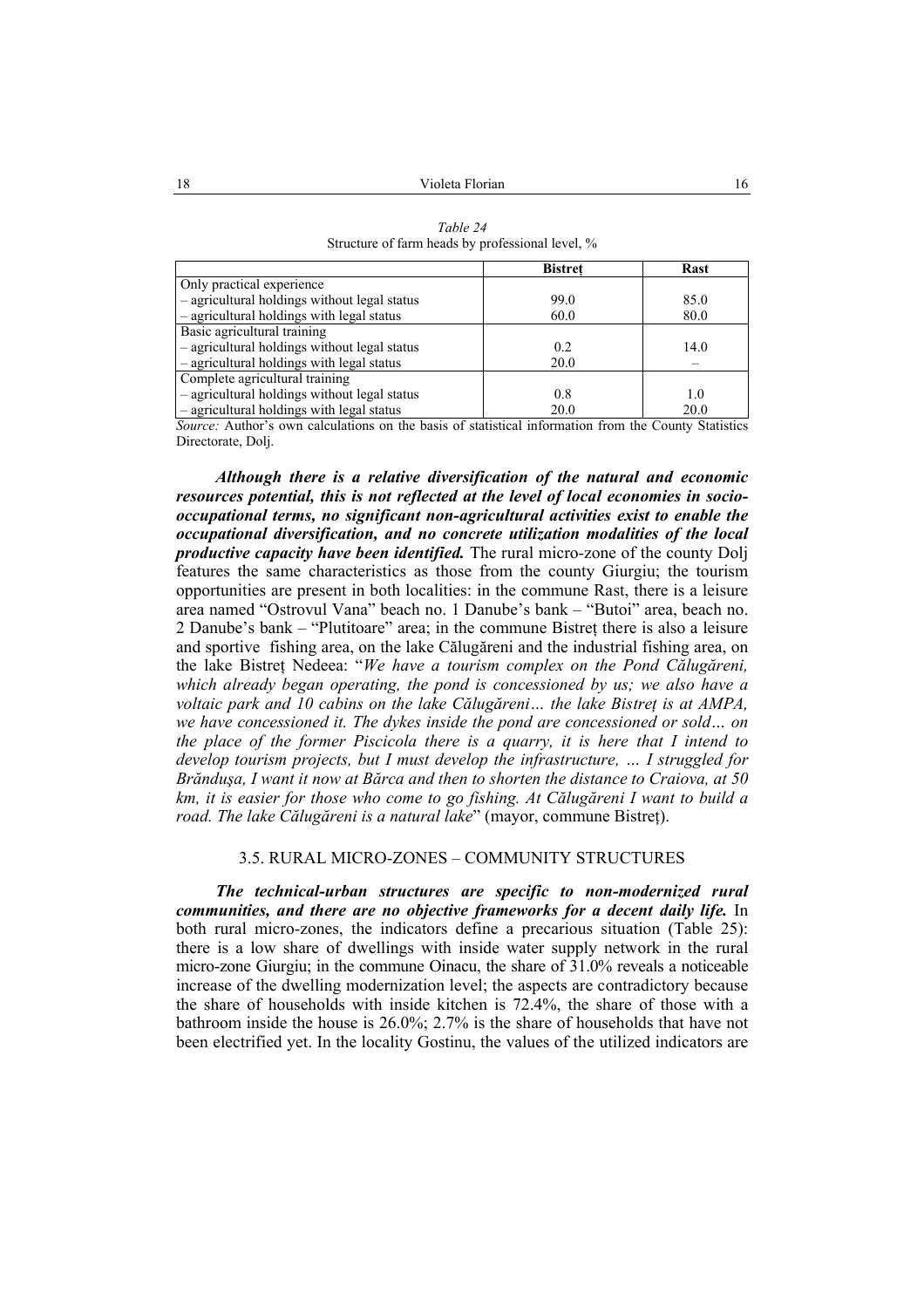*Table 24*
Structure of farm heads by professional level, %

| | **Bistreţ** | **Rast** |
|---|---|---|
| Only practical experience | | |
| – agricultural holdings without legal status | 99.0 | 85.0 |
| – agricultural holdings with legal status | 60.0 | 80.0 |
| Basic agricultural training | | |
| – agricultural holdings without legal status | 0.2 | 14.0 |
| – agricultural holdings with legal status | 20.0 | – |
| Complete agricultural training | | |
| – agricultural holdings without legal status | 0.8 | 1.0 |
| – agricultural holdings with legal status | 20.0 | 20.0 |

*Source:* Author's own calculations on the basis of statistical information from the County Statistics Directorate, Dolj.

***Although there is a relative diversification of the natural and economic resources potential, this is not reflected at the level of local economies in socio-occupational terms, no significant non-agricultural activities exist to enable the occupational diversification, and no concrete utilization modalities of the local productive capacity have been identified.*** The rural micro-zone of the county Dolj features the same characteristics as those from the county Giurgiu; the tourism opportunities are present in both localities: in the commune Rast, there is a leisure area named "Ostrovul Vana" beach no. 1 Danube's bank – "Butoi" area, beach no. 2 Danube's bank – "Plutitoare" area; in the commune Bistreţ there is also a leisure and sportive fishing area, on the lake Călugăreni and the industrial fishing area, on the lake Bistreţ Nedeea: "*We have a tourism complex on the Pond Călugăreni, which already began operating, the pond is concessioned by us; we also have a voltaic park and 10 cabins on the lake Călugăreni… the lake Bistreţ is at AMPA, we have concessioned it. The dykes inside the pond are concessioned or sold… on the place of the former Piscicola there is a quarry, it is here that I intend to develop tourism projects, but I must develop the infrastructure, … I struggled for Brănduşa, I want it now at Bărca and then to shorten the distance to Craiova, at 50 km, it is easier for those who come to go fishing. At Călugăreni I want to build a road. The lake Călugăreni is a natural lake*" (mayor, commune Bistreţ).

### 3.5. RURAL MICRO-ZONES – COMMUNITY STRUCTURES

***The technical-urban structures are specific to non-modernized rural communities, and there are no objective frameworks for a decent daily life.*** In both rural micro-zones, the indicators define a precarious situation (Table 25): there is a low share of dwellings with inside water supply network in the rural micro-zone Giurgiu; in the commune Oinacu, the share of 31.0% reveals a noticeable increase of the dwelling modernization level; the aspects are contradictory because the share of households with inside kitchen is 72.4%, the share of those with a bathroom inside the house is 26.0%; 2.7% is the share of households that have not been electrified yet. In the locality Gostinu, the values of the utilized indicators are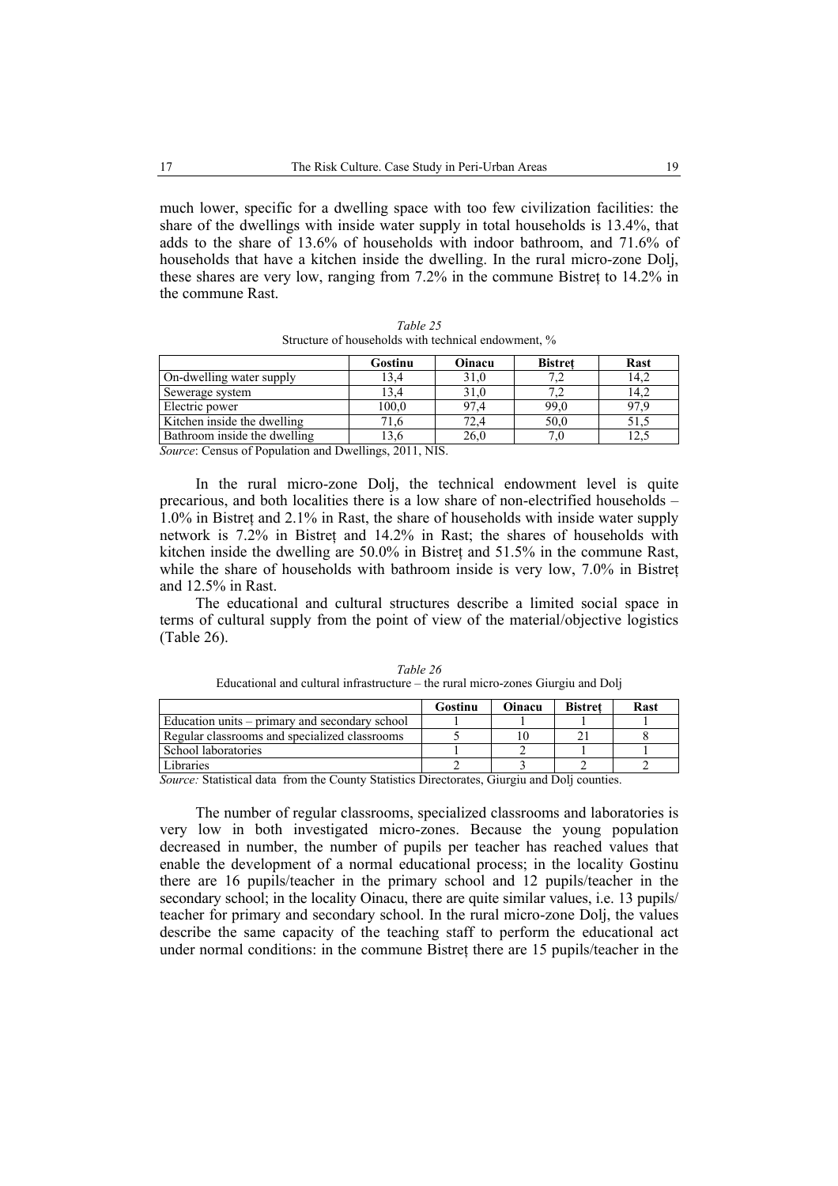much lower, specific for a dwelling space with too few civilization facilities: the share of the dwellings with inside water supply in total households is 13.4%, that adds to the share of 13.6% of households with indoor bathroom, and 71.6% of households that have a kitchen inside the dwelling. In the rural micro-zone Dolj, these shares are very low, ranging from 7.2% in the commune Bistreț to 14.2% in the commune Rast.

*Table 25*
Structure of households with technical endowment, %

| | Gostinu | Oinacu | Bistreț | Rast |
|---|---|---|---|---|
| On-dwelling water supply | 13,4 | 31,0 | 7,2 | 14,2 |
| Sewerage system | 13,4 | 31,0 | 7,2 | 14,2 |
| Electric power | 100,0 | 97,4 | 99,0 | 97,9 |
| Kitchen inside the dwelling | 71,6 | 72,4 | 50,0 | 51,5 |
| Bathroom inside the dwelling | 13,6 | 26,0 | 7,0 | 12,5 |

*Source*: Census of Population and Dwellings, 2011, NIS.

In the rural micro-zone Dolj, the technical endowment level is quite precarious, and both localities there is a low share of non-electrified households – 1.0% in Bistreț and 2.1% in Rast, the share of households with inside water supply network is 7.2% in Bistreț and 14.2% in Rast; the shares of households with kitchen inside the dwelling are 50.0% in Bistreț and 51.5% in the commune Rast, while the share of households with bathroom inside is very low, 7.0% in Bistreț and 12.5% in Rast.

The educational and cultural structures describe a limited social space in terms of cultural supply from the point of view of the material/objective logistics (Table 26).

*Table 26*
Educational and cultural infrastructure – the rural micro-zones Giurgiu and Dolj

| | Gostinu | Oinacu | Bistreț | Rast |
|---|---|---|---|---|
| Education units – primary and secondary school | 1 | 1 | 1 | 1 |
| Regular classrooms and specialized classrooms | 5 | 10 | 21 | 8 |
| School laboratories | 1 | 2 | 1 | 1 |
| Libraries | 2 | 3 | 2 | 2 |

*Source:* Statistical data from the County Statistics Directorates, Giurgiu and Dolj counties.

The number of regular classrooms, specialized classrooms and laboratories is very low in both investigated micro-zones. Because the young population decreased in number, the number of pupils per teacher has reached values that enable the development of a normal educational process; in the locality Gostinu there are 16 pupils/teacher in the primary school and 12 pupils/teacher in the secondary school; in the locality Oinacu, there are quite similar values, i.e. 13 pupils/ teacher for primary and secondary school. In the rural micro-zone Dolj, the values describe the same capacity of the teaching staff to perform the educational act under normal conditions: in the commune Bistreț there are 15 pupils/teacher in the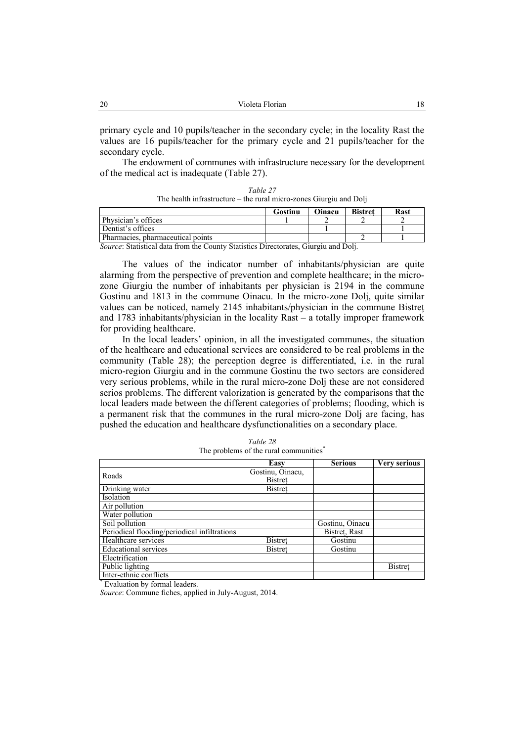primary cycle and 10 pupils/teacher in the secondary cycle; in the locality Rast the values are 16 pupils/teacher for the primary cycle and 21 pupils/teacher for the secondary cycle.

The endowment of communes with infrastructure necessary for the development of the medical act is inadequate (Table 27).

*Table 27*
The health infrastructure – the rural micro-zones Giurgiu and Dolj

| | Gostinu | Oinacu | Bistreț | Rast |
|---|---|---|---|---|
| Physician's offices | 1 | 2 | 2 | 2 |
| Dentist's offices | | 1 | | 1 |
| Pharmacies, pharmaceutical points | | | 2 | 1 |

*Source*: Statistical data from the County Statistics Directorates, Giurgiu and Dolj.

The values of the indicator number of inhabitants/physician are quite alarming from the perspective of prevention and complete healthcare; in the micro-zone Giurgiu the number of inhabitants per physician is 2194 in the commune Gostinu and 1813 in the commune Oinacu. In the micro-zone Dolj, quite similar values can be noticed, namely 2145 inhabitants/physician in the commune Bistreț and 1783 inhabitants/physician in the locality Rast – a totally improper framework for providing healthcare.

In the local leaders' opinion, in all the investigated communes, the situation of the healthcare and educational services are considered to be real problems in the community (Table 28); the perception degree is differentiated, i.e. in the rural micro-region Giurgiu and in the commune Gostinu the two sectors are considered very serious problems, while in the rural micro-zone Dolj these are not considered serios problems. The different valorization is generated by the comparisons that the local leaders made between the different categories of problems; flooding, which is a permanent risk that the communes in the rural micro-zone Dolj are facing, has pushed the education and healthcare dysfunctionalities on a secondary place.

*Table 28*
The problems of the rural communities*

| | Easy | Serious | Very serious |
|---|---|---|---|
| Roads | Gostinu, Oinacu, Bistreț | | |
| Drinking water | Bistreț | | |
| Isolation | | | |
| Air pollution | | | |
| Water pollution | | | |
| Soil pollution | | Gostinu, Oinacu | |
| Periodical flooding/periodical infiltrations | | Bistreț, Rast | |
| Healthcare services | Bistreț | Gostinu | |
| Educational services | Bistreț | Gostinu | |
| Electrification | | | |
| Public lighting | | | Bistreț |
| Inter-ethnic conflicts | | | |

\* Evaluation by formal leaders.

*Source*: Commune fiches, applied in July-August, 2014.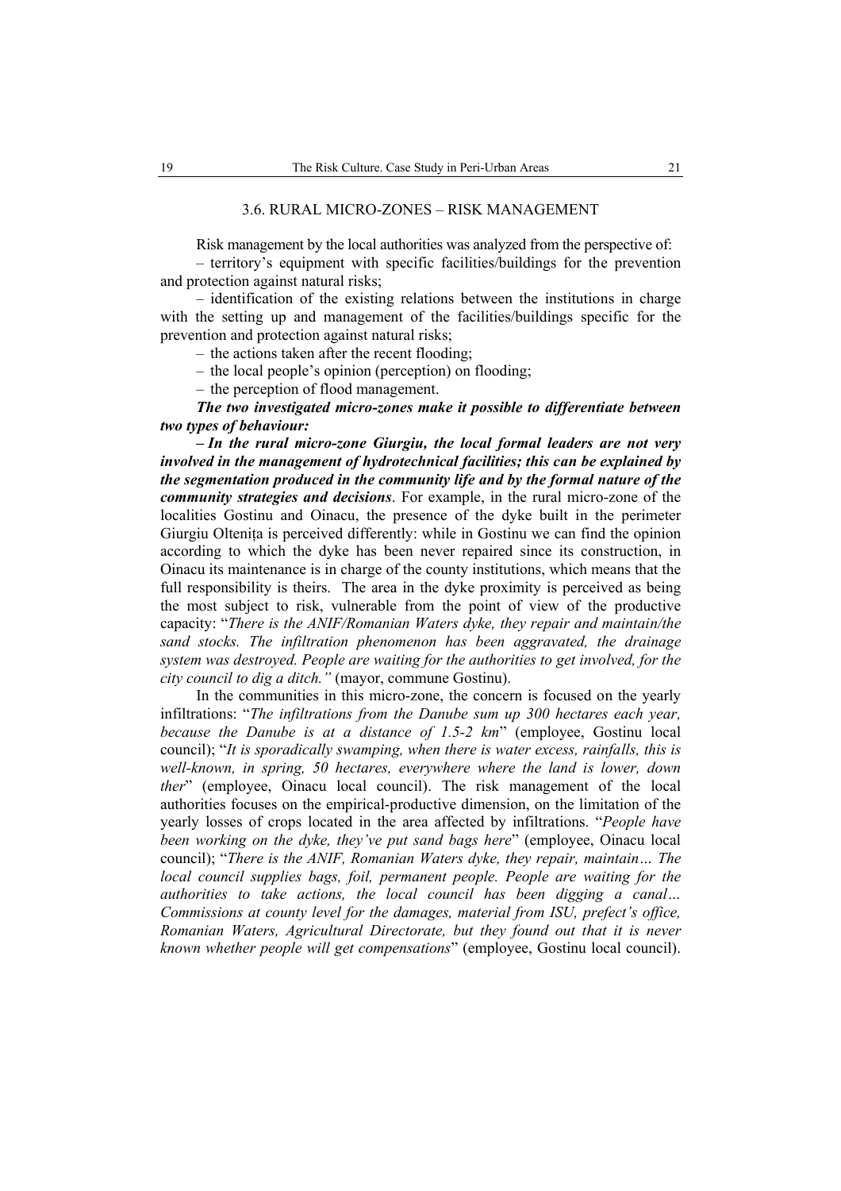### 3.6. RURAL MICRO-ZONES – RISK MANAGEMENT

Risk management by the local authorities was analyzed from the perspective of:

– territory's equipment with specific facilities/buildings for the prevention and protection against natural risks;

– identification of the existing relations between the institutions in charge with the setting up and management of the facilities/buildings specific for the prevention and protection against natural risks;

– the actions taken after the recent flooding;

– the local people's opinion (perception) on flooding;

– the perception of flood management.

***The two investigated micro-zones make it possible to differentiate between two types of behaviour:***

***– In the rural micro-zone Giurgiu, the local formal leaders are not very involved in the management of hydrotechnical facilities; this can be explained by the segmentation produced in the community life and by the formal nature of the community strategies and decisions***. For example, in the rural micro-zone of the localities Gostinu and Oinacu, the presence of the dyke built in the perimeter Giurgiu Oltenița is perceived differently: while in Gostinu we can find the opinion according to which the dyke has been never repaired since its construction, in Oinacu its maintenance is in charge of the county institutions, which means that the full responsibility is theirs. The area in the dyke proximity is perceived as being the most subject to risk, vulnerable from the point of view of the productive capacity: "*There is the ANIF/Romanian Waters dyke, they repair and maintain/the sand stocks. The infiltration phenomenon has been aggravated, the drainage system was destroyed. People are waiting for the authorities to get involved, for the city council to dig a ditch."* (mayor, commune Gostinu).

In the communities in this micro-zone, the concern is focused on the yearly infiltrations: "*The infiltrations from the Danube sum up 300 hectares each year, because the Danube is at a distance of 1.5-2 km*" (employee, Gostinu local council); "*It is sporadically swamping, when there is water excess, rainfalls, this is well-known, in spring, 50 hectares, everywhere where the land is lower, down ther*" (employee, Oinacu local council). The risk management of the local authorities focuses on the empirical-productive dimension, on the limitation of the yearly losses of crops located in the area affected by infiltrations. "*People have been working on the dyke, they've put sand bags here*" (employee, Oinacu local council); "*There is the ANIF, Romanian Waters dyke, they repair, maintain… The local council supplies bags, foil, permanent people. People are waiting for the authorities to take actions, the local council has been digging a canal… Commissions at county level for the damages, material from ISU, prefect's office, Romanian Waters, Agricultural Directorate, but they found out that it is never known whether people will get compensations*" (employee, Gostinu local council).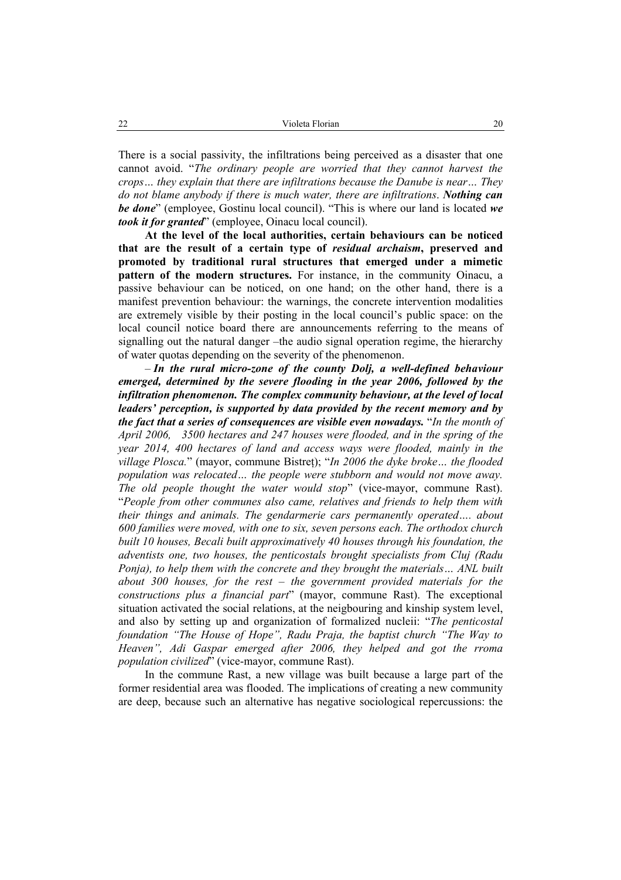There is a social passivity, the infiltrations being perceived as a disaster that one cannot avoid. "*The ordinary people are worried that they cannot harvest the crops… they explain that there are infiltrations because the Danube is near… They do not blame anybody if there is much water, there are infiltrations*. ***Nothing can be done***" (employee, Gostinu local council). "This is where our land is located ***we took it for granted***" (employee, Oinacu local council).

**At the level of the local authorities, certain behaviours can be noticed that are the result of a certain type of *residual archaism*, preserved and promoted by traditional rural structures that emerged under a mimetic pattern of the modern structures.** For instance, in the community Oinacu, a passive behaviour can be noticed, on one hand; on the other hand, there is a manifest prevention behaviour: the warnings, the concrete intervention modalities are extremely visible by their posting in the local council's public space: on the local council notice board there are announcements referring to the means of signalling out the natural danger –the audio signal operation regime, the hierarchy of water quotas depending on the severity of the phenomenon.

– ***In the rural micro-zone of the county Dolj, a well-defined behaviour emerged, determined by the severe flooding in the year 2006, followed by the infiltration phenomenon. The complex community behaviour, at the level of local leaders' perception, is supported by data provided by the recent memory and by the fact that a series of consequences are visible even nowadays.*** "*In the month of April 2006, 3500 hectares and 247 houses were flooded, and in the spring of the year 2014, 400 hectares of land and access ways were flooded, mainly in the village Plosca.*" (mayor, commune Bistreț); "*In 2006 the dyke broke… the flooded population was relocated… the people were stubborn and would not move away. The old people thought the water would stop*" (vice-mayor, commune Rast). "*People from other communes also came, relatives and friends to help them with their things and animals. The gendarmerie cars permanently operated…. about 600 families were moved, with one to six, seven persons each. The orthodox church built 10 houses, Becali built approximatively 40 houses through his foundation, the adventists one, two houses, the penticostals brought specialists from Cluj (Radu Ponja), to help them with the concrete and they brought the materials… ANL built about 300 houses, for the rest – the government provided materials for the constructions plus a financial part*" (mayor, commune Rast). The exceptional situation activated the social relations, at the neigbouring and kinship system level, and also by setting up and organization of formalized nucleii: "*The penticostal foundation "The House of Hope", Radu Praja, the baptist church "The Way to Heaven", Adi Gaspar emerged after 2006, they helped and got the rroma population civilized*" (vice-mayor, commune Rast).

In the commune Rast, a new village was built because a large part of the former residential area was flooded. The implications of creating a new community are deep, because such an alternative has negative sociological repercussions: the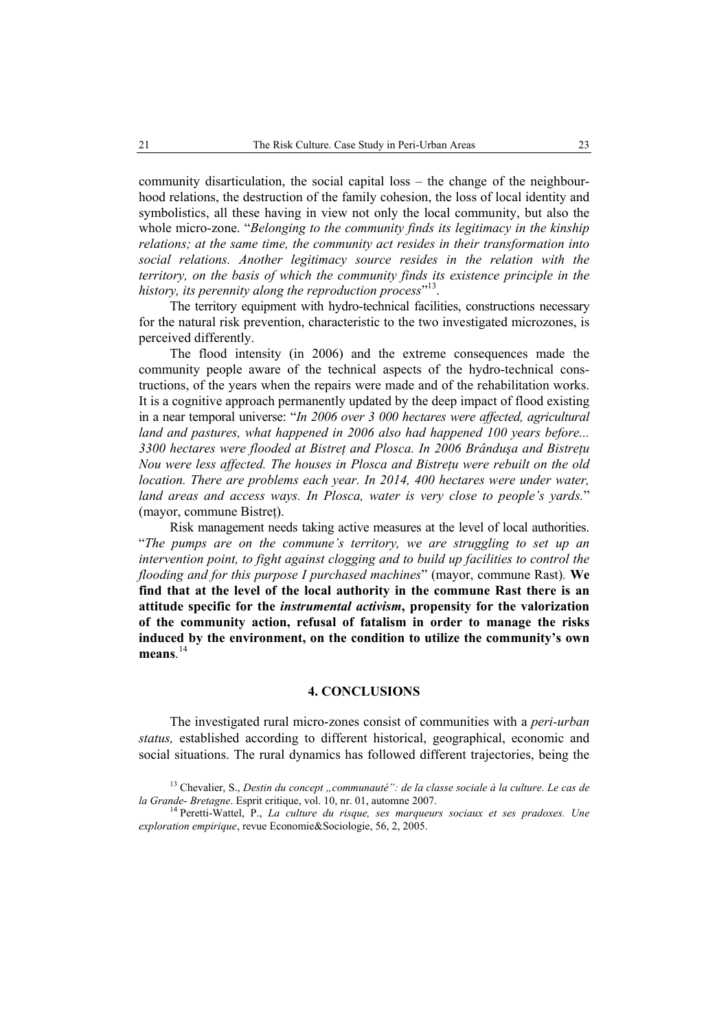community disarticulation, the social capital loss – the change of the neighbourhood relations, the destruction of the family cohesion, the loss of local identity and symbolistics, all these having in view not only the local community, but also the whole micro-zone. "*Belonging to the community finds its legitimacy in the kinship relations; at the same time, the community act resides in their transformation into social relations. Another legitimacy source resides in the relation with the territory, on the basis of which the community finds its existence principle in the history, its perennity along the reproduction process*"[13].

The territory equipment with hydro-technical facilities, constructions necessary for the natural risk prevention, characteristic to the two investigated microzones, is perceived differently.

The flood intensity (in 2006) and the extreme consequences made the community people aware of the technical aspects of the hydro-technical constructions, of the years when the repairs were made and of the rehabilitation works. It is a cognitive approach permanently updated by the deep impact of flood existing in a near temporal universe: "*In 2006 over 3 000 hectares were affected, agricultural land and pastures, what happened in 2006 also had happened 100 years before... 3300 hectares were flooded at Bistreț and Plosca. In 2006 Brândușa and Bistrețu Nou were less affected. The houses in Plosca and Bistrețu were rebuilt on the old location. There are problems each year. In 2014, 400 hectares were under water, land areas and access ways. In Plosca, water is very close to people's yards.*" (mayor, commune Bistreț).

Risk management needs taking active measures at the level of local authorities. "*The pumps are on the commune's territory, we are struggling to set up an intervention point, to fight against clogging and to build up facilities to control the flooding and for this purpose I purchased machines*" (mayor, commune Rast). **We find that at the level of the local authority in the commune Rast there is an attitude specific for the *instrumental activism*, propensity for the valorization of the community action, refusal of fatalism in order to manage the risks induced by the environment, on the condition to utilize the community's own means**.[14]

## 4. CONCLUSIONS

The investigated rural micro-zones consist of communities with a *peri-urban status,* established according to different historical, geographical, economic and social situations. The rural dynamics has followed different trajectories, being the

---

[13] Chevalier, S., *Destin du concept „communauté": de la classe sociale à la culture. Le cas de la Grande- Bretagne*. Esprit critique, vol. 10, nr. 01, automne 2007.

[14] Peretti-Wattel, P., *La culture du risque, ses marqueurs sociaux et ses pradoxes. Une exploration empirique*, revue Economie&Sociologie, 56, 2, 2005.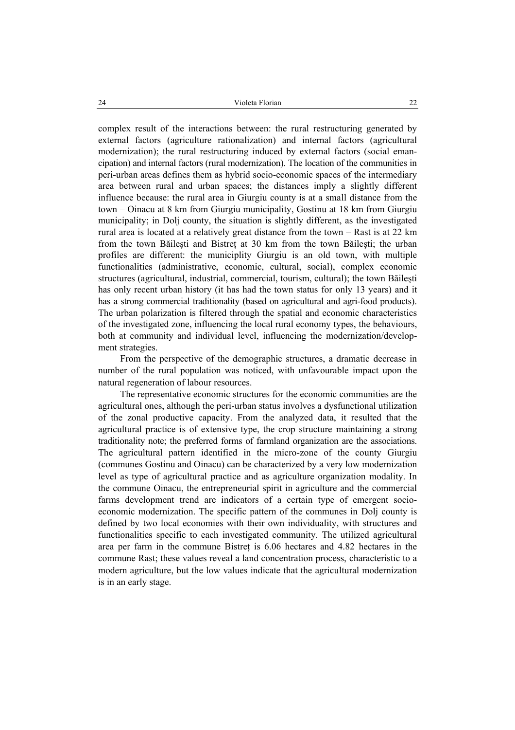complex result of the interactions between: the rural restructuring generated by external factors (agriculture rationalization) and internal factors (agricultural modernization); the rural restructuring induced by external factors (social emancipation) and internal factors (rural modernization). The location of the communities in peri-urban areas defines them as hybrid socio-economic spaces of the intermediary area between rural and urban spaces; the distances imply a slightly different influence because: the rural area in Giurgiu county is at a small distance from the town – Oinacu at 8 km from Giurgiu municipality, Gostinu at 18 km from Giurgiu municipality; in Dolj county, the situation is slightly different, as the investigated rural area is located at a relatively great distance from the town – Rast is at 22 km from the town Băileşti and Bistreț at 30 km from the town Băileşti; the urban profiles are different: the municiplity Giurgiu is an old town, with multiple functionalities (administrative, economic, cultural, social), complex economic structures (agricultural, industrial, commercial, tourism, cultural); the town Băileşti has only recent urban history (it has had the town status for only 13 years) and it has a strong commercial traditionality (based on agricultural and agri-food products). The urban polarization is filtered through the spatial and economic characteristics of the investigated zone, influencing the local rural economy types, the behaviours, both at community and individual level, influencing the modernization/development strategies.

From the perspective of the demographic structures, a dramatic decrease in number of the rural population was noticed, with unfavourable impact upon the natural regeneration of labour resources.

The representative economic structures for the economic communities are the agricultural ones, although the peri-urban status involves a dysfunctional utilization of the zonal productive capacity. From the analyzed data, it resulted that the agricultural practice is of extensive type, the crop structure maintaining a strong traditionality note; the preferred forms of farmland organization are the associations. The agricultural pattern identified in the micro-zone of the county Giurgiu (communes Gostinu and Oinacu) can be characterized by a very low modernization level as type of agricultural practice and as agriculture organization modality. In the commune Oinacu, the entrepreneurial spirit in agriculture and the commercial farms development trend are indicators of a certain type of emergent socio-economic modernization. The specific pattern of the communes in Dolj county is defined by two local economies with their own individuality, with structures and functionalities specific to each investigated community. The utilized agricultural area per farm in the commune Bistreț is 6.06 hectares and 4.82 hectares in the commune Rast; these values reveal a land concentration process, characteristic to a modern agriculture, but the low values indicate that the agricultural modernization is in an early stage.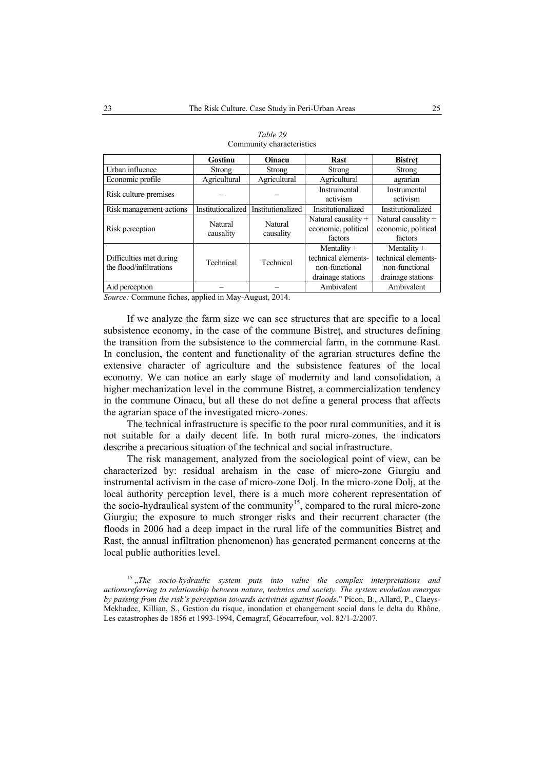*Table 29*
Community characteristics

| | **Gostinu** | **Oinacu** | **Rast** | **Bistreț** |
|---|---|---|---|---|
| Urban influence | Strong | Strong | Strong | Strong |
| Economic profile | Agricultural | Agricultural | Agricultural | agrarian |
| Risk culture-premises | – | – | Instrumental activism | Instrumental activism |
| Risk management-actions | Institutionalized | Institutionalized | Institutionalized | Institutionalized |
| Risk perception | Natural causality | Natural causality | Natural causality + economic, political factors | Natural causality + economic, political factors |
| Difficulties met during the flood/infiltrations | Technical | Technical | Mentality + technical elements- non-functional drainage stations | Mentality + technical elements- non-functional drainage stations |
| Aid perception | – | – | Ambivalent | Ambivalent |

*Source:* Commune fiches, applied in May-August, 2014.

If we analyze the farm size we can see structures that are specific to a local subsistence economy, in the case of the commune Bistreț, and structures defining the transition from the subsistence to the commercial farm, in the commune Rast. In conclusion, the content and functionality of the agrarian structures define the extensive character of agriculture and the subsistence features of the local economy. We can notice an early stage of modernity and land consolidation, a higher mechanization level in the commune Bistreț, a commercialization tendency in the commune Oinacu, but all these do not define a general process that affects the agrarian space of the investigated micro-zones.

The technical infrastructure is specific to the poor rural communities, and it is not suitable for a daily decent life. In both rural micro-zones, the indicators describe a precarious situation of the technical and social infrastructure.

The risk management, analyzed from the sociological point of view, can be characterized by: residual archaism in the case of micro-zone Giurgiu and instrumental activism in the case of micro-zone Dolj. In the micro-zone Dolj, at the local authority perception level, there is a much more coherent representation of the socio-hydraulical system of the community[15], compared to the rural micro-zone Giurgiu; the exposure to much stronger risks and their recurrent character (the floods in 2006 had a deep impact in the rural life of the communities Bistreț and Rast, the annual infiltration phenomenon) has generated permanent concerns at the local public authorities level.

[15] „*The socio-hydraulic system puts into value the complex interpretations and actionsreferring to relationship between nature, technics and society. The system evolution emerges by passing from the risk's perception towards activities against floods*." Picon, B., Allard, P., Claeys-Mekhadec, Killian, S., Gestion du risque, inondation et changement social dans le delta du Rhône. Les catastrophes de 1856 et 1993-1994, Cemagraf, Géocarrefour, vol. 82/1-2/2007.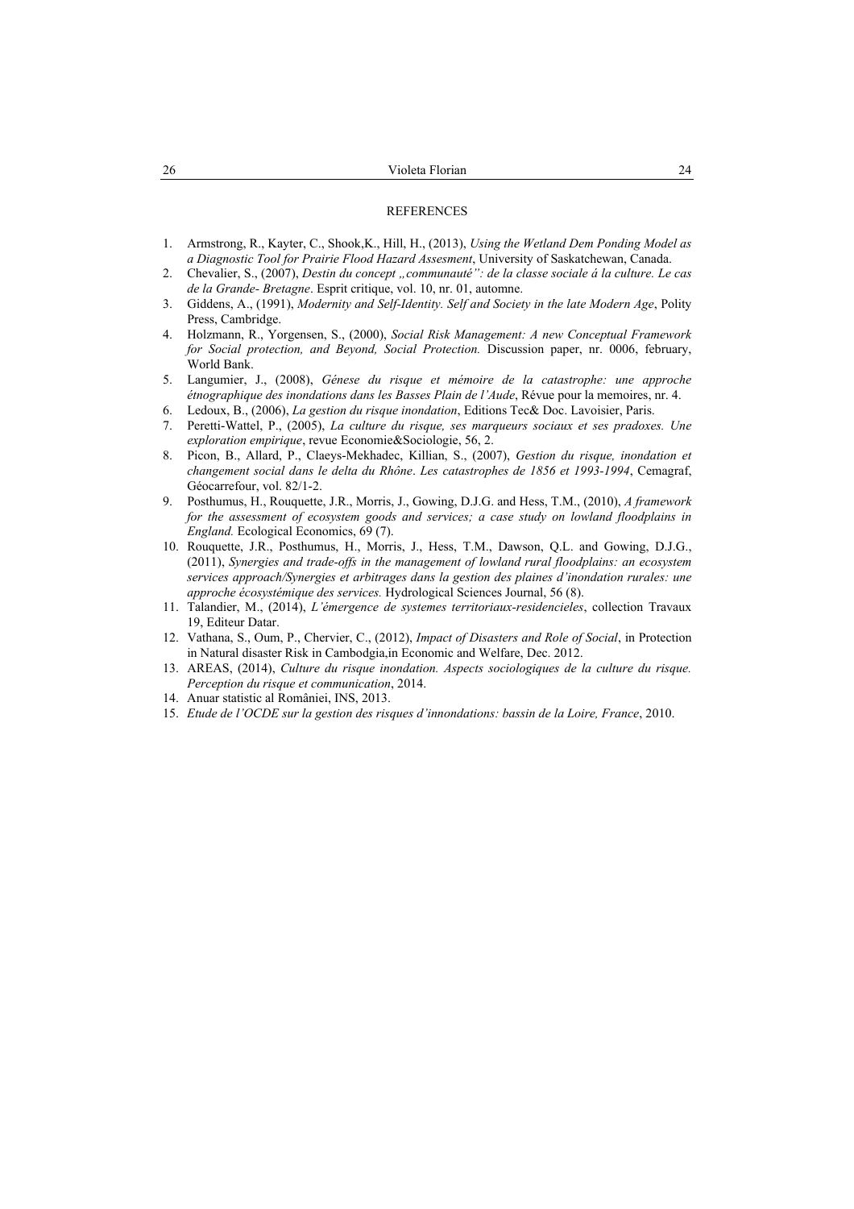## REFERENCES

1. Armstrong, R., Kayter, C., Shook,K., Hill, H., (2013), *Using the Wetland Dem Ponding Model as a Diagnostic Tool for Prairie Flood Hazard Assesment*, University of Saskatchewan, Canada.
2. Chevalier, S., (2007), *Destin du concept „communauté": de la classe sociale á la culture. Le cas de la Grande- Bretagne*. Esprit critique, vol. 10, nr. 01, automne.
3. Giddens, A., (1991), *Modernity and Self-Identity. Self and Society in the late Modern Age*, Polity Press, Cambridge.
4. Holzmann, R., Yorgensen, S., (2000), *Social Risk Management: A new Conceptual Framework for Social protection, and Beyond, Social Protection.* Discussion paper, nr. 0006, february, World Bank.
5. Langumier, J., (2008), *Génese du risque et mémoire de la catastrophe: une approche étnographique des inondations dans les Basses Plain de l'Aude*, Révue pour la memoires, nr. 4.
6. Ledoux, B., (2006), *La gestion du risque inondation*, Editions Tec& Doc. Lavoisier, Paris.
7. Peretti-Wattel, P., (2005), *La culture du risque, ses marqueurs sociaux et ses pradoxes. Une exploration empirique*, revue Economie&Sociologie, 56, 2.
8. Picon, B., Allard, P., Claeys-Mekhadec, Killian, S., (2007), *Gestion du risque, inondation et changement social dans le delta du Rhône*. *Les catastrophes de 1856 et 1993-1994*, Cemagraf, Géocarrefour, vol. 82/1-2.
9. Posthumus, H., Rouquette, J.R., Morris, J., Gowing, D.J.G. and Hess, T.M., (2010), *A framework for the assessment of ecosystem goods and services; a case study on lowland floodplains in England.* Ecological Economics, 69 (7).
10. Rouquette, J.R., Posthumus, H., Morris, J., Hess, T.M., Dawson, Q.L. and Gowing, D.J.G., (2011), *Synergies and trade-offs in the management of lowland rural floodplains: an ecosystem services approach/Synergies et arbitrages dans la gestion des plaines d'inondation rurales: une approche écosystémique des services.* Hydrological Sciences Journal, 56 (8).
11. Talandier, M., (2014), *L'émergence de systemes territoriaux-residencieles*, collection Travaux 19, Editeur Datar.
12. Vathana, S., Oum, P., Chervier, C., (2012), *Impact of Disasters and Role of Social*, in Protection in Natural disaster Risk in Cambodgia,in Economic and Welfare, Dec. 2012.
13. AREAS, (2014), *Culture du risque inondation. Aspects sociologiques de la culture du risque. Perception du risque et communication*, 2014.
14. Anuar statistic al României, INS, 2013.
15. *Etude de l'OCDE sur la gestion des risques d'innondations: bassin de la Loire, France*, 2010.